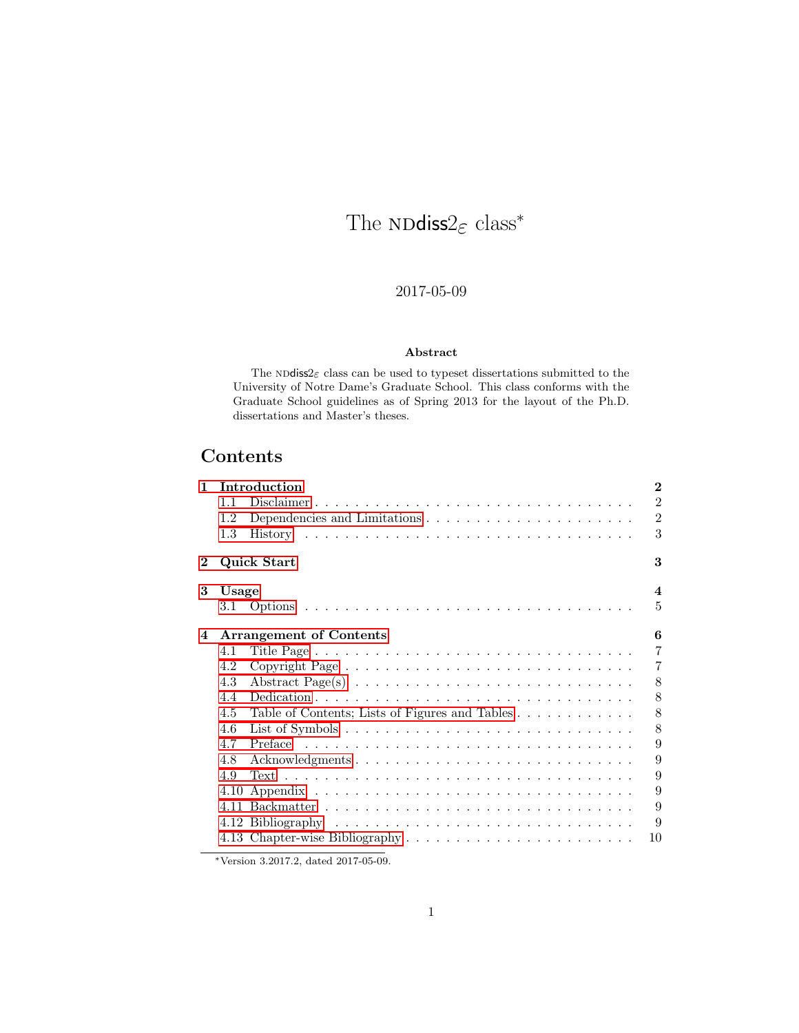# The NDdiss2$_\varepsilon$ class[*]

2017-05-09

**Abstract**

The NDdiss2$_\varepsilon$ class can be used to typeset dissertations submitted to the University of Notre Dame's Graduate School. This class conforms with the Graduate School guidelines as of Spring 2013 for the layout of the Ph.D. dissertations and Master's theses.

## Contents

| | | |
|---|---|---|
| **1** | **Introduction** | **2** |
| 1.1 | Disclaimer | 2 |
| 1.2 | Dependencies and Limitations | 2 |
| 1.3 | History | 3 |
| **2** | **Quick Start** | **3** |
| **3** | **Usage** | **4** |
| 3.1 | Options | 5 |
| **4** | **Arrangement of Contents** | **6** |
| 4.1 | Title Page | 7 |
| 4.2 | Copyright Page | 7 |
| 4.3 | Abstract Page(s) | 8 |
| 4.4 | Dedication | 8 |
| 4.5 | Table of Contents; Lists of Figures and Tables | 8 |
| 4.6 | List of Symbols | 8 |
| 4.7 | Preface | 9 |
| 4.8 | Acknowledgments | 9 |
| 4.9 | Text | 9 |
| 4.10 | Appendix | 9 |
| 4.11 | Backmatter | 9 |
| 4.12 | Bibliography | 9 |
| 4.13 | Chapter-wise Bibliography | 10 |

[*] Version 3.2017.2, dated 2017-05-09.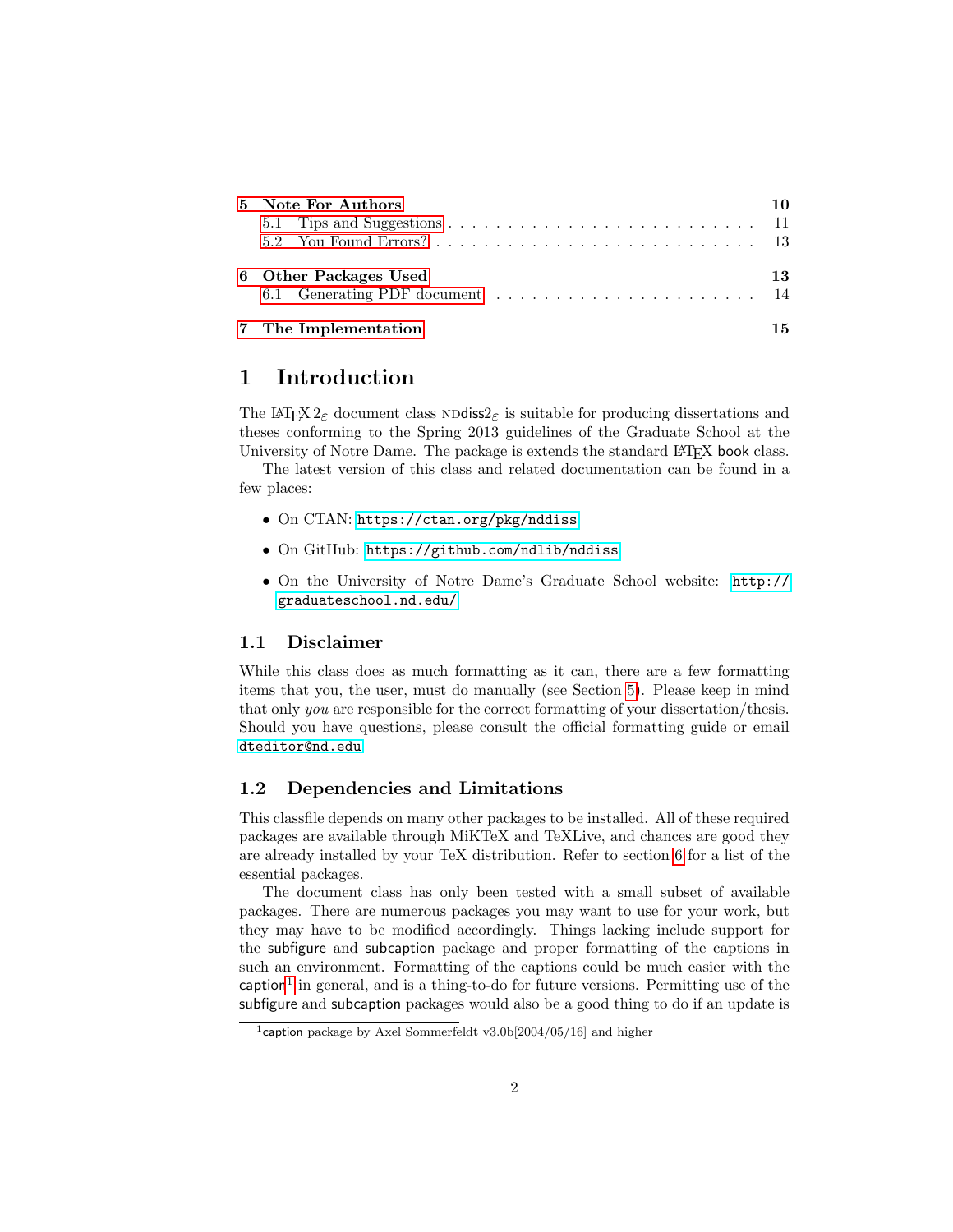| | | |
|---|---|---|
| **5** | **Note For Authors** | **10** |
| 5.1 | Tips and Suggestions | 11 |
| 5.2 | You Found Errors? | 13 |
| **6** | **Other Packages Used** | **13** |
| 6.1 | Generating PDF document | 14 |
| **7** | **The Implementation** | **15** |

# 1 Introduction

The LaTeX $2_\varepsilon$ document class NDdiss$2_\varepsilon$ is suitable for producing dissertations and theses conforming to the Spring 2013 guidelines of the Graduate School at the University of Notre Dame. The package is extends the standard LaTeX book class.

The latest version of this class and related documentation can be found in a few places:

- On CTAN: `https://ctan.org/pkg/nddiss`
- On GitHub: `https://github.com/ndlib/nddiss`
- On the University of Notre Dame's Graduate School website: `http://graduateschool.nd.edu/`

## 1.1 Disclaimer

While this class does as much formatting as it can, there are a few formatting items that you, the user, must do manually (see Section 5). Please keep in mind that only *you* are responsible for the correct formatting of your dissertation/thesis. Should you have questions, please consult the official formatting guide or email `dteditor@nd.edu`

## 1.2 Dependencies and Limitations

This classfile depends on many other packages to be installed. All of these required packages are available through MiKTeX and TeXLive, and chances are good they are already installed by your TeX distribution. Refer to section 6 for a list of the essential packages.

The document class has only been tested with a small subset of available packages. There are numerous packages you may want to use for your work, but they may have to be modified accordingly. Things lacking include support for the subfigure and subcaption package and proper formatting of the captions in such an environment. Formatting of the captions could be much easier with the caption[1] in general, and is a thing-to-do for future versions. Permitting use of the subfigure and subcaption packages would also be a good thing to do if an update is

[1] caption package by Axel Sommerfeldt v3.0b[2004/05/16] and higher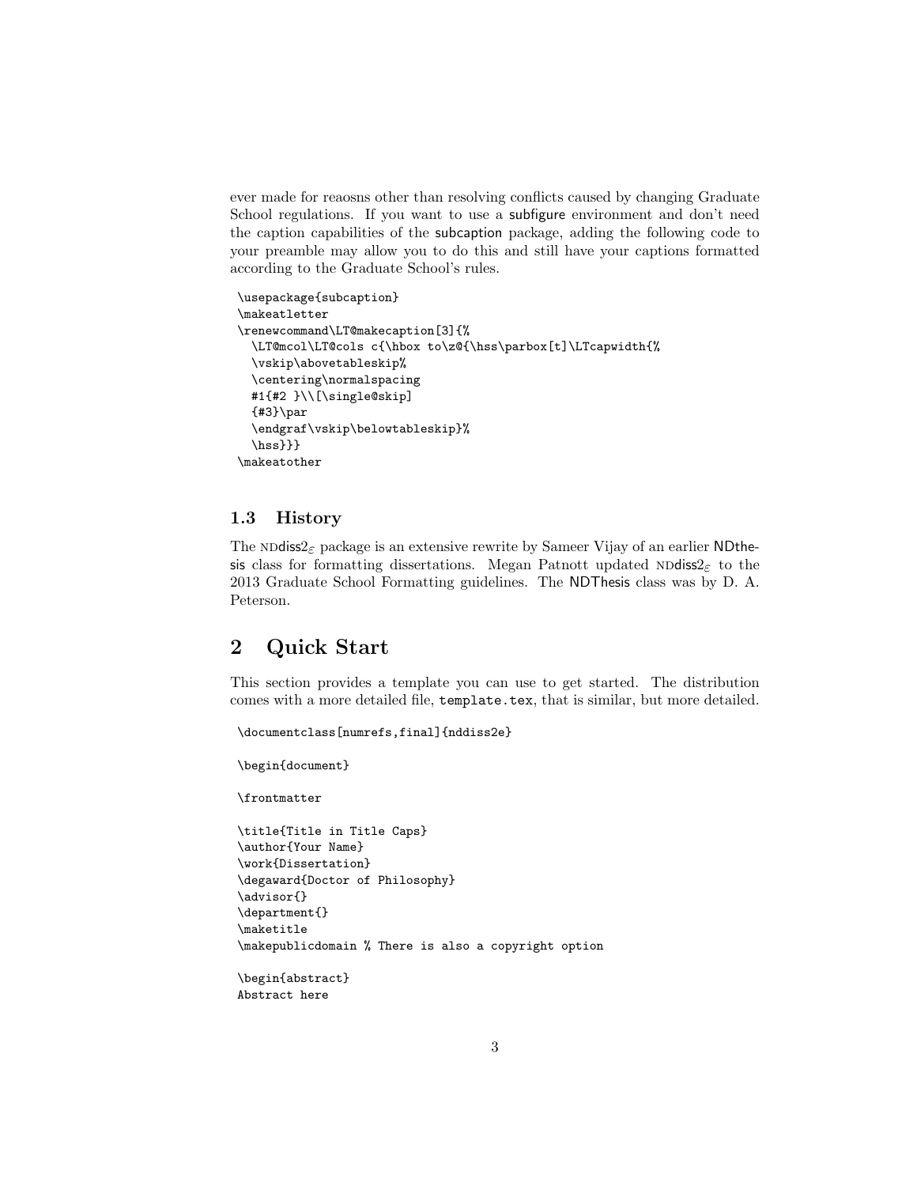ever made for reaosns other than resolving conflicts caused by changing Graduate School regulations. If you want to use a subfigure environment and don't need the caption capabilities of the subcaption package, adding the following code to your preamble may allow you to do this and still have your captions formatted according to the Graduate School's rules.

```
\usepackage{subcaption}
\makeatletter
\renewcommand\LT@makecaption[3]{%
  \LT@mcol\LT@cols c{\hbox to\z@{\hss\parbox[t]\LTcapwidth{%
  \vskip\abovetableskip%
  \centering\normalspacing
  #1{#2 }\\[\single@skip]
  {#3}\par
  \endgraf\vskip\belowtableskip}%
  \hss}}}
\makeatother
```

### 1.3 History

The NDdiss2$_\varepsilon$ package is an extensive rewrite by Sameer Vijay of an earlier NDthesis class for formatting dissertations. Megan Patnott updated NDdiss2$_\varepsilon$ to the 2013 Graduate School Formatting guidelines. The NDThesis class was by D. A. Peterson.

## 2 Quick Start

This section provides a template you can use to get started. The distribution comes with a more detailed file, `template.tex`, that is similar, but more detailed.

```
\documentclass[numrefs,final]{nddiss2e}

\begin{document}

\frontmatter

\title{Title in Title Caps}
\author{Your Name}
\work{Dissertation}
\degaward{Doctor of Philosophy}
\advisor{}
\department{}
\maketitle
\makepublicdomain % There is also a copyright option

\begin{abstract}
Abstract here
```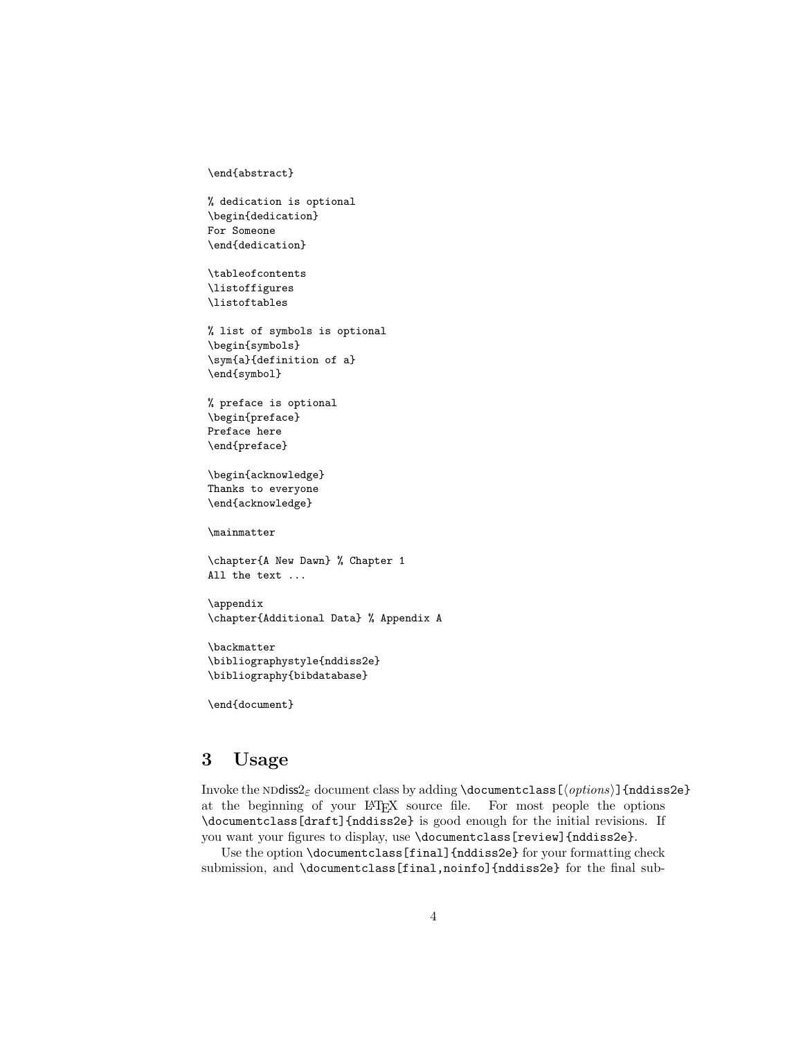```
\end{abstract}

% dedication is optional
\begin{dedication}
For Someone
\end{dedication}

\tableofcontents
\listoffigures
\listoftables

% list of symbols is optional
\begin{symbols}
\sym{a}{definition of a}
\end{symbol}

% preface is optional
\begin{preface}
Preface here
\end{preface}

\begin{acknowledge}
Thanks to everyone
\end{acknowledge}

\mainmatter

\chapter{A New Dawn} % Chapter 1
All the text ...

\appendix
\chapter{Additional Data} % Appendix A

\backmatter
\bibliographystyle{nddiss2e}
\bibliography{bibdatabase}

\end{document}
```

## 3 Usage

Invoke the NDdiss2$_\varepsilon$ document class by adding `\documentclass[⟨options⟩]{nddiss2e}` at the beginning of your LaTeX source file. For most people the options `\documentclass[draft]{nddiss2e}` is good enough for the initial revisions. If you want your figures to display, use `\documentclass[review]{nddiss2e}`.

Use the option `\documentclass[final]{nddiss2e}` for your formatting check submission, and `\documentclass[final,noinfo]{nddiss2e}` for the final sub-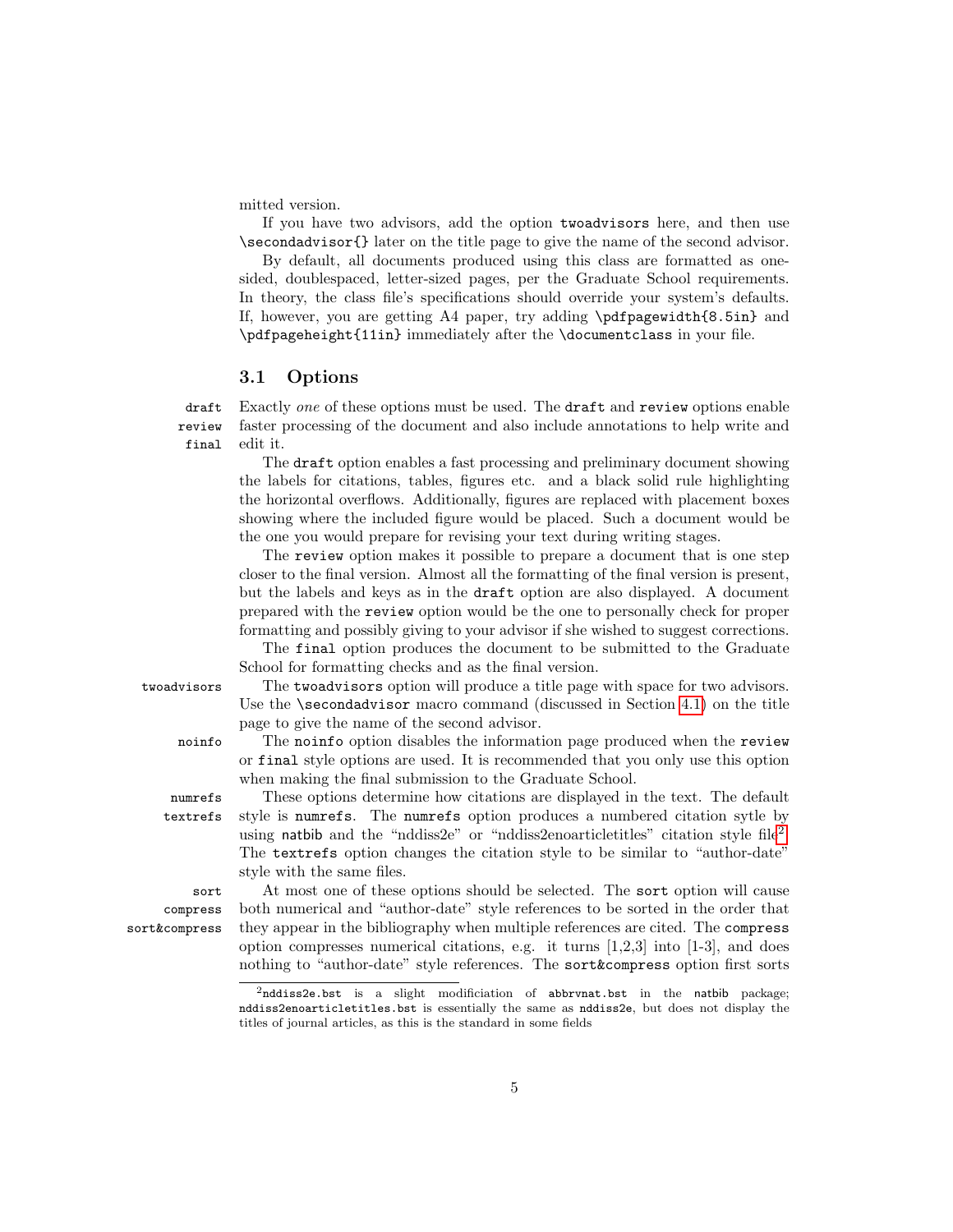mitted version.

If you have two advisors, add the option `twoadvisors` here, and then use `\secondadvisor{}` later on the title page to give the name of the second advisor.

By default, all documents produced using this class are formatted as one-sided, doublespaced, letter-sized pages, per the Graduate School requirements. In theory, the class file's specifications should override your system's defaults. If, however, you are getting A4 paper, try adding `\pdfpagewidth{8.5in}` and `\pdfpageheight{11in}` immediately after the `\documentclass` in your file.

## 3.1 Options

`draft`
`review`
`final`

Exactly *one* of these options must be used. The `draft` and `review` options enable faster processing of the document and also include annotations to help write and edit it.

The `draft` option enables a fast processing and preliminary document showing the labels for citations, tables, figures etc. and a black solid rule highlighting the horizontal overflows. Additionally, figures are replaced with placement boxes showing where the included figure would be placed. Such a document would be the one you would prepare for revising your text during writing stages.

The `review` option makes it possible to prepare a document that is one step closer to the final version. Almost all the formatting of the final version is present, but the labels and keys as in the `draft` option are also displayed. A document prepared with the `review` option would be the one to personally check for proper formatting and possibly giving to your advisor if she wished to suggest corrections.

The `final` option produces the document to be submitted to the Graduate School for formatting checks and as the final version.

`twoadvisors`

The `twoadvisors` option will produce a title page with space for two advisors. Use the `\secondadvisor` macro command (discussed in Section 4.1) on the title page to give the name of the second advisor.

`noinfo`

The `noinfo` option disables the information page produced when the `review` or `final` style options are used. It is recommended that you only use this option when making the final submission to the Graduate School.

`numrefs`
`textrefs`

These options determine how citations are displayed in the text. The default style is `numrefs`. The `numrefs` option produces a numbered citation sytle by using `natbib` and the "nddiss2e" or "nddiss2enoarticletitles" citation style file[2]. The `textrefs` option changes the citation style to be similar to "author-date" style with the same files.

`sort`
`compress`
`sort&compress`

At most one of these options should be selected. The `sort` option will cause both numerical and "author-date" style references to be sorted in the order that they appear in the bibliography when multiple references are cited. The `compress` option compresses numerical citations, e.g. it turns [1,2,3] into [1-3], and does nothing to "author-date" style references. The `sort&compress` option first sorts

---

[2] `nddiss2e.bst` is a slight modificiation of `abbrvnat.bst` in the `natbib` package; `nddiss2enoarticletitles.bst` is essentially the same as `nddiss2e`, but does not display the titles of journal articles, as this is the standard in some fields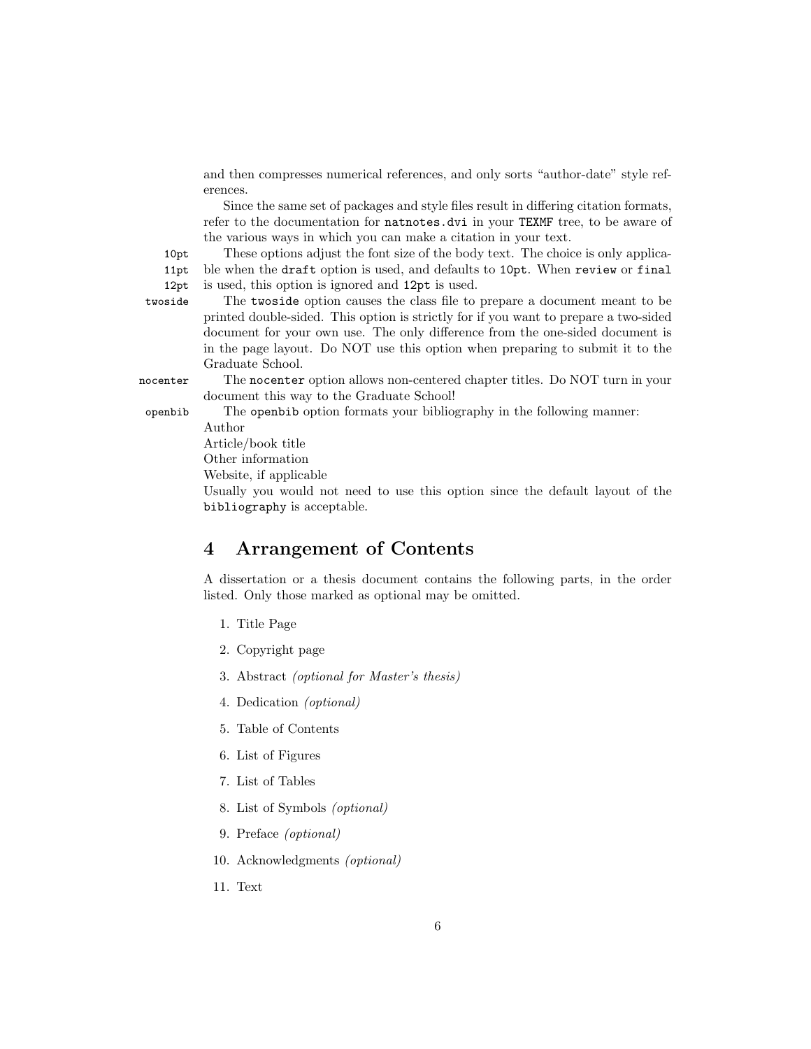and then compresses numerical references, and only sorts "author-date" style references.

Since the same set of packages and style files result in differing citation formats, refer to the documentation for `natnotes.dvi` in your `TEXMF` tree, to be aware of the various ways in which you can make a citation in your text.

`10pt` `11pt` `12pt` These options adjust the font size of the body text. The choice is only applicable when the `draft` option is used, and defaults to `10pt`. When `review` or `final` is used, this option is ignored and `12pt` is used.

`twoside` The `twoside` option causes the class file to prepare a document meant to be printed double-sided. This option is strictly for if you want to prepare a two-sided document for your own use. The only difference from the one-sided document is in the page layout. Do NOT use this option when preparing to submit it to the Graduate School.

`nocenter` The `nocenter` option allows non-centered chapter titles. Do NOT turn in your document this way to the Graduate School!

`openbib` The `openbib` option formats your bibliography in the following manner:
Author
Article/book title
Other information
Website, if applicable
Usually you would not need to use this option since the default layout of the `bibliography` is acceptable.

# 4 Arrangement of Contents

A dissertation or a thesis document contains the following parts, in the order listed. Only those marked as optional may be omitted.

1. Title Page
2. Copyright page
3. Abstract *(optional for Master's thesis)*
4. Dedication *(optional)*
5. Table of Contents
6. List of Figures
7. List of Tables
8. List of Symbols *(optional)*
9. Preface *(optional)*
10. Acknowledgments *(optional)*
11. Text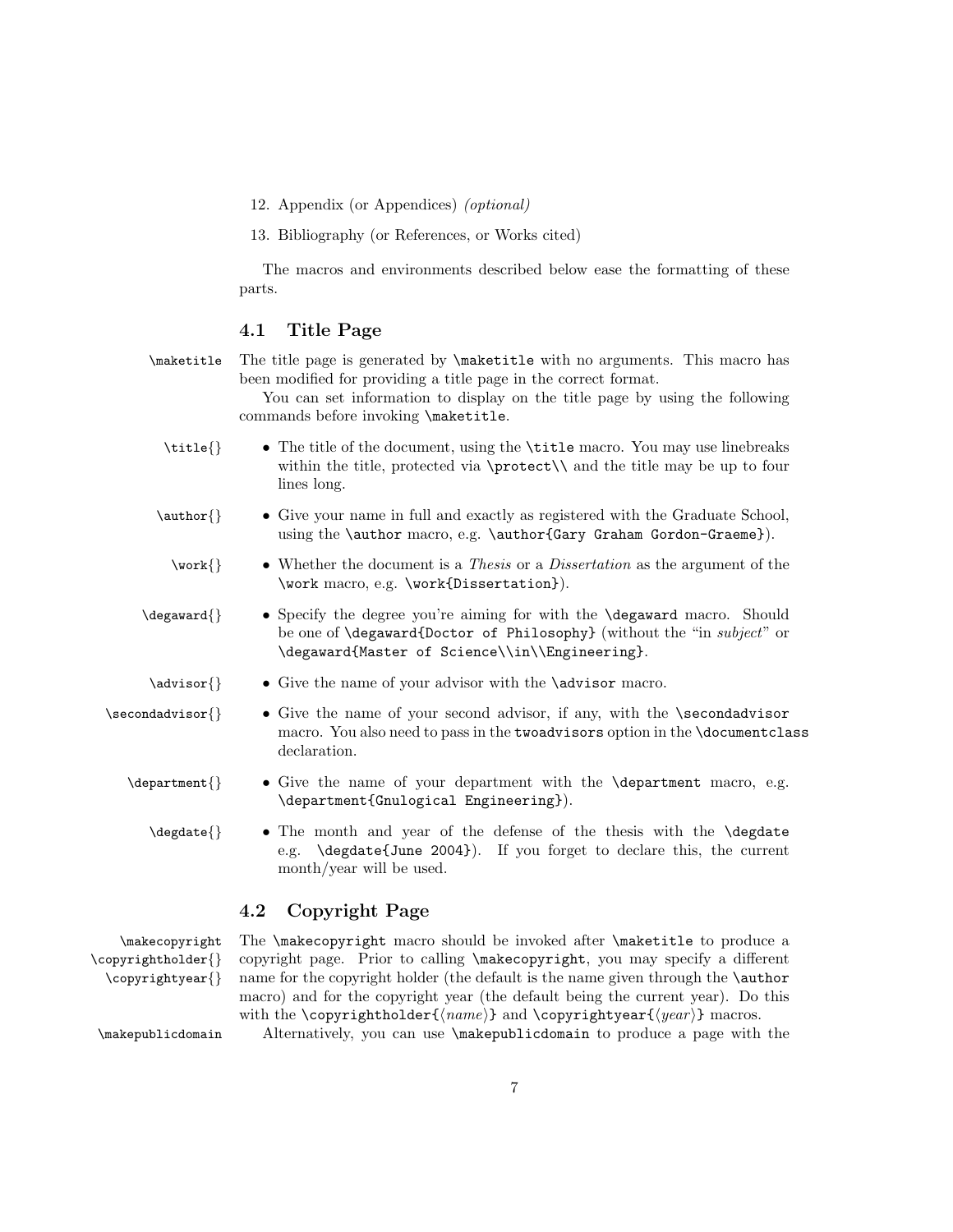12. Appendix (or Appendices) *(optional)*

13. Bibliography (or References, or Works cited)

The macros and environments described below ease the formatting of these parts.

## 4.1 Title Page

`\maketitle` The title page is generated by `\maketitle` with no arguments. This macro has been modified for providing a title page in the correct format.

You can set information to display on the title page by using the following commands before invoking `\maketitle`.

- `\title{}` The title of the document, using the `\title` macro. You may use linebreaks within the title, protected via `\protect\\` and the title may be up to four lines long.

- `\author{}` Give your name in full and exactly as registered with the Graduate School, using the `\author` macro, e.g. `\author{Gary Graham Gordon-Graeme}`).

- `\work{}` Whether the document is a *Thesis* or a *Dissertation* as the argument of the `\work` macro, e.g. `\work{Dissertation}`).

- `\degaward{}` Specify the degree you're aiming for with the `\degaward` macro. Should be one of `\degaward{Doctor of Philosophy}` (without the "in *subject*" or `\degaward{Master of Science\\in\\Engineering}`.

- `\advisor{}` Give the name of your advisor with the `\advisor` macro.

- `\secondadvisor{}` Give the name of your second advisor, if any, with the `\secondadvisor` macro. You also need to pass in the `twoadvisors` option in the `\documentclass` declaration.

- `\department{}` Give the name of your department with the `\department` macro, e.g. `\department{Gnulogical Engineering}`).

- `\degdate{}` The month and year of the defense of the thesis with the `\degdate` e.g. `\degdate{June 2004}`). If you forget to declare this, the current month/year will be used.

## 4.2 Copyright Page

`\makecopyright` `\copyrightholder{}` `\copyrightyear{}` The `\makecopyright` macro should be invoked after `\maketitle` to produce a copyright page. Prior to calling `\makecopyright`, you may specify a different name for the copyright holder (the default is the name given through the `\author` macro) and for the copyright year (the default being the current year). Do this with the `\copyrightholder{⟨name⟩}` and `\copyrightyear{⟨year⟩}` macros.

`\makepublicdomain` Alternatively, you can use `\makepublicdomain` to produce a page with the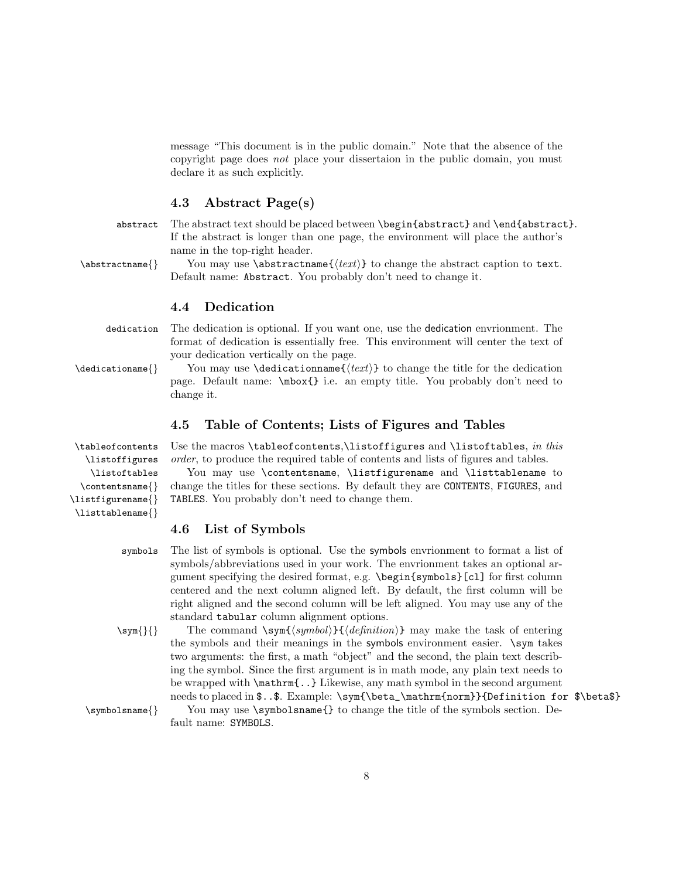message "This document is in the public domain." Note that the absence of the copyright page does *not* place your dissertaion in the public domain, you must declare it as such explicitly.

## 4.3 Abstract Page(s)

`abstract` The abstract text should be placed between `\begin{abstract}` and `\end{abstract}`. If the abstract is longer than one page, the environment will place the author's name in the top-right header.

`\abstractname{}` You may use `\abstractname{⟨text⟩}` to change the abstract caption to `text`. Default name: `Abstract`. You probably don't need to change it.

## 4.4 Dedication

`dedication` The dedication is optional. If you want one, use the dedication envrionment. The format of dedication is essentially free. This environment will center the text of your dedication vertically on the page.

`\dedicationame{}` You may use `\dedicationname{⟨text⟩}` to change the title for the dedication page. Default name: `\mbox{}` i.e. an empty title. You probably don't need to change it.

## 4.5 Table of Contents; Lists of Figures and Tables

`\tableofcontents` `\listoffigures` `\listoftables` `\contentsname{}` `\listfigurename{}` `\listtablename{}`

Use the macros `\tableofcontents`,`\listoffigures` and `\listoftables`, *in this order*, to produce the required table of contents and lists of figures and tables.

You may use `\contentsname`, `\listfigurename` and `\listtablename` to change the titles for these sections. By default they are `CONTENTS`, `FIGURES`, and `TABLES`. You probably don't need to change them.

## 4.6 List of Symbols

`symbols` The list of symbols is optional. Use the symbols envrionment to format a list of symbols/abbreviations used in your work. The envrionment takes an optional argument specifying the desired format, e.g. `\begin{symbols}[cl]` for first column centered and the next column aligned left. By default, the first column will be right aligned and the second column will be left aligned. You may use any of the standard `tabular` column alignment options.

`\sym{}{}` The command `\sym{⟨symbol⟩}{⟨definition⟩}` may make the task of entering the symbols and their meanings in the symbols environment easier. `\sym` takes two arguments: the first, a math "object" and the second, the plain text describing the symbol. Since the first argument is in math mode, any plain text needs to be wrapped with `\mathrm{..}` Likewise, any math symbol in the second argument needs to placed in `$..$`. Example: `\sym{\beta_\mathrm{norm}}{Definition for $\beta$}`

`\symbolsname{}` You may use `\symbolsname{}` to change the title of the symbols section. Default name: `SYMBOLS`.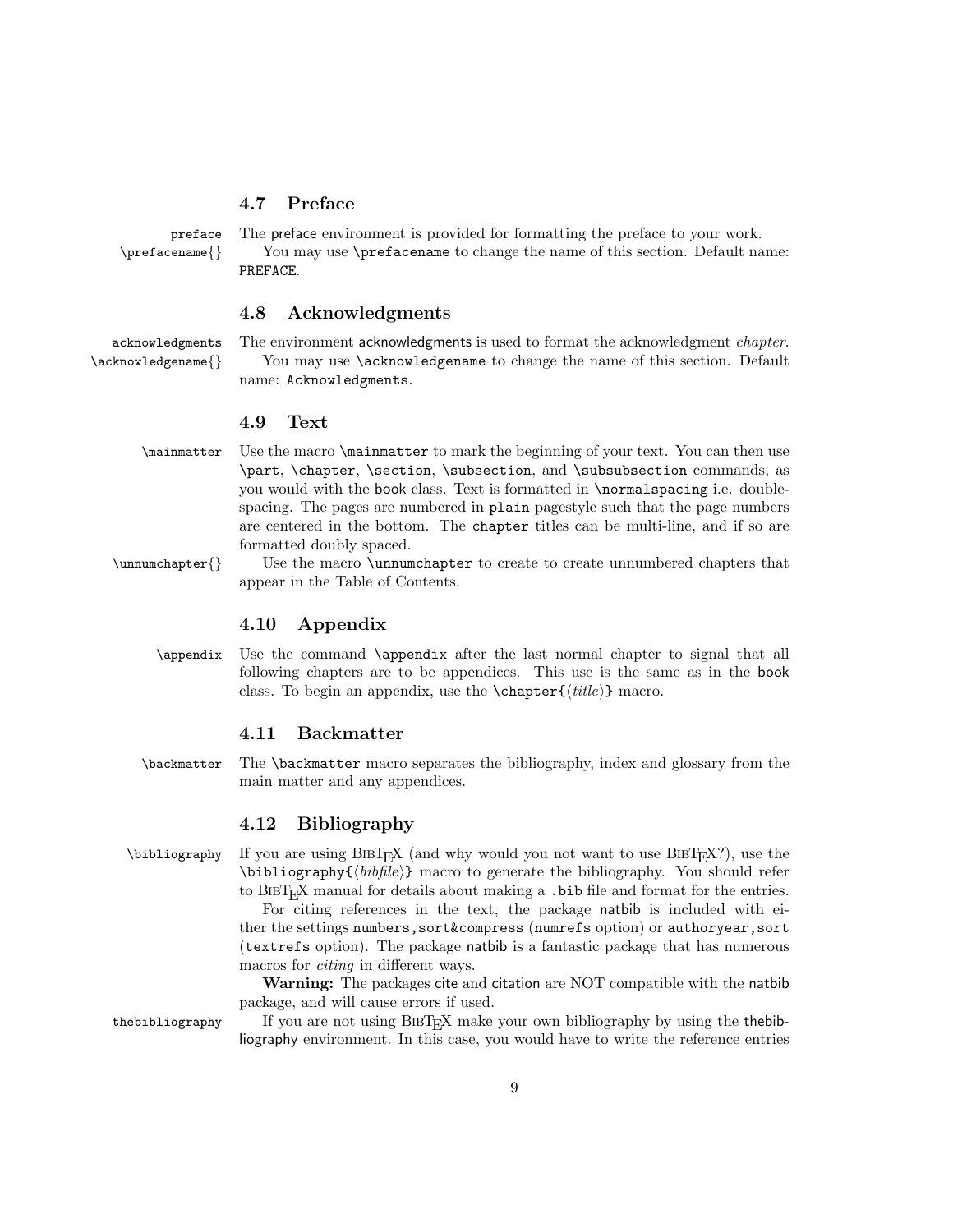## 4.7 Preface

`preface` `\prefacename{}`

The preface environment is provided for formatting the preface to your work.

You may use `\prefacename` to change the name of this section. Default name: `PREFACE`.

## 4.8 Acknowledgments

`acknowledgments` `\acknowledgename{}`

The environment acknowledgments is used to format the acknowledgment *chapter*.

You may use `\acknowledgename` to change the name of this section. Default name: `Acknowledgments`.

## 4.9 Text

`\mainmatter`

Use the macro `\mainmatter` to mark the beginning of your text. You can then use `\part`, `\chapter`, `\section`, `\subsection`, and `\subsubsection` commands, as you would with the book class. Text is formatted in `\normalspacing` i.e. double-spacing. The pages are numbered in `plain` pagestyle such that the page numbers are centered in the bottom. The `chapter` titles can be multi-line, and if so are formatted doubly spaced.

`\unnumchapter{}`

Use the macro `\unnumchapter` to create to create unnumbered chapters that appear in the Table of Contents.

## 4.10 Appendix

`\appendix`

Use the command `\appendix` after the last normal chapter to signal that all following chapters are to be appendices. This use is the same as in the book class. To begin an appendix, use the `\chapter{`⟨*title*⟩`}` macro.

## 4.11 Backmatter

`\backmatter`

The `\backmatter` macro separates the bibliography, index and glossary from the main matter and any appendices.

## 4.12 Bibliography

`\bibliography`

If you are using BibTeX (and why would you not want to use BibTeX?), use the `\bibliography{`⟨*bibfile*⟩`}` macro to generate the bibliography. You should refer to BibTeX manual for details about making a `.bib` file and format for the entries.

For citing references in the text, the package natbib is included with either the settings `numbers,sort&compress` (`numrefs` option) or `authoryear,sort` (`textrefs` option). The package natbib is a fantastic package that has numerous macros for *citing* in different ways.

**Warning:** The packages cite and citation are NOT compatible with the natbib package, and will cause errors if used.

`thebibliography`

If you are not using BibTeX make your own bibliography by using the thebibliography environment. In this case, you would have to write the reference entries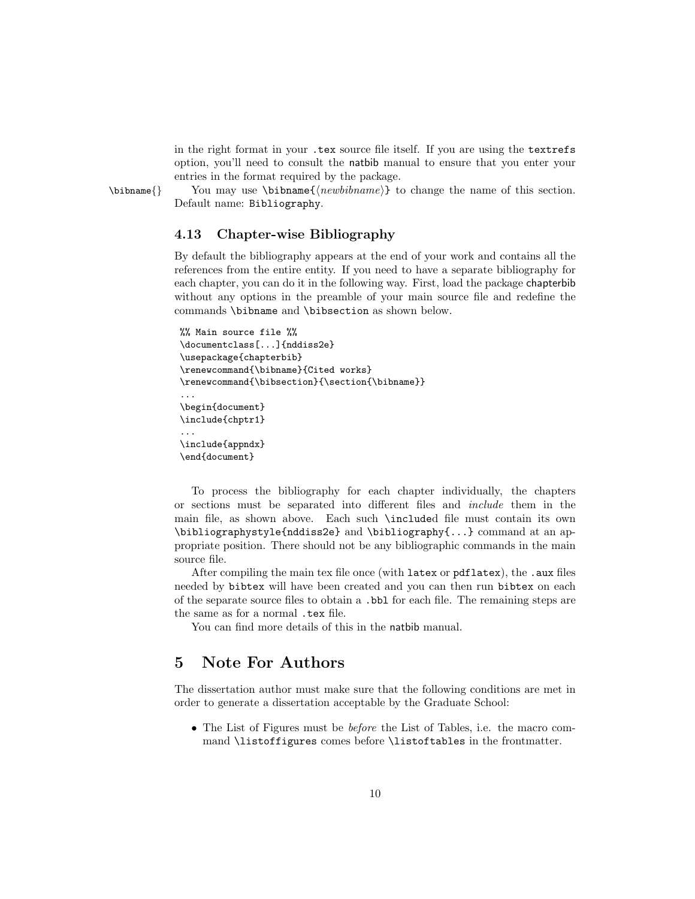in the right format in your `.tex` source file itself. If you are using the `textrefs` option, you'll need to consult the natbib manual to ensure that you enter your entries in the format required by the package.

`\bibname{}` You may use `\bibname{⟨newbibname⟩}` to change the name of this section. Default name: `Bibliography`.

### 4.13 Chapter-wise Bibliography

By default the bibliography appears at the end of your work and contains all the references from the entire entity. If you need to have a separate bibliography for each chapter, you can do it in the following way. First, load the package chapterbib without any options in the preamble of your main source file and redefine the commands `\bibname` and `\bibsection` as shown below.

```
%% Main source file %%
\documentclass[...]{nddiss2e}
\usepackage{chapterbib}
\renewcommand{\bibname}{Cited works}
\renewcommand{\bibsection}{\section{\bibname}}
...
\begin{document}
\include{chptr1}
...
\include{appndx}
\end{document}
```

To process the bibliography for each chapter individually, the chapters or sections must be separated into different files and *include* them in the main file, as shown above. Each such `\include`d file must contain its own `\bibliographystyle{nddiss2e}` and `\bibliography{...}` command at an appropriate position. There should not be any bibliographic commands in the main source file.

After compiling the main tex file once (with `latex` or `pdflatex`), the `.aux` files needed by `bibtex` will have been created and you can then run `bibtex` on each of the separate source files to obtain a `.bbl` for each file. The remaining steps are the same as for a normal `.tex` file.

You can find more details of this in the natbib manual.

## 5 Note For Authors

The dissertation author must make sure that the following conditions are met in order to generate a dissertation acceptable by the Graduate School:

- The List of Figures must be *before* the List of Tables, i.e. the macro command `\listoffigures` comes before `\listoftables` in the frontmatter.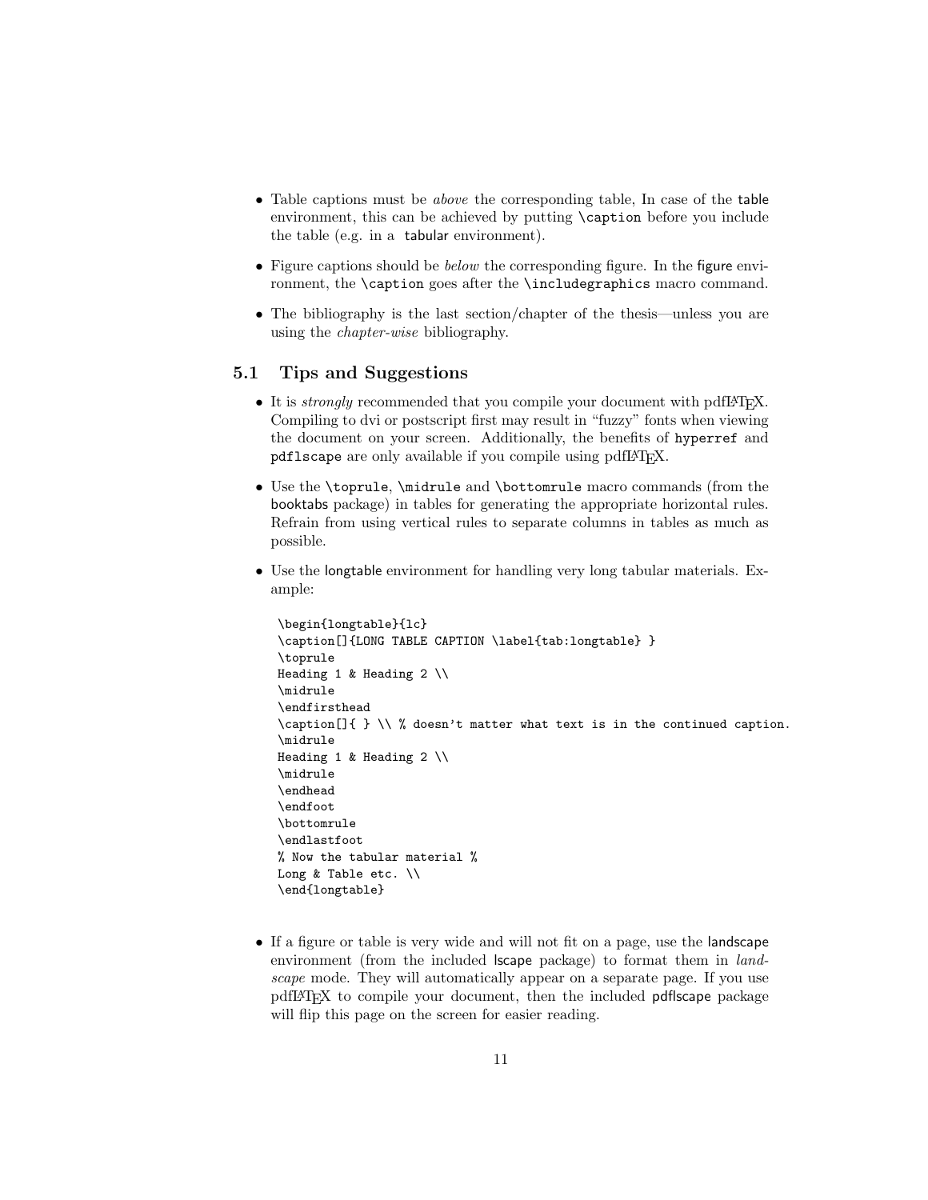- Table captions must be *above* the corresponding table, In case of the table environment, this can be achieved by putting `\caption` before you include the table (e.g. in a tabular environment).
- Figure captions should be *below* the corresponding figure. In the figure environment, the `\caption` goes after the `\includegraphics` macro command.
- The bibliography is the last section/chapter of the thesis—unless you are using the *chapter-wise* bibliography.

## 5.1 Tips and Suggestions

- It is *strongly* recommended that you compile your document with pdfLaTeX. Compiling to dvi or postscript first may result in "fuzzy" fonts when viewing the document on your screen. Additionally, the benefits of `hyperref` and `pdflscape` are only available if you compile using pdfLaTeX.
- Use the `\toprule`, `\midrule` and `\bottomrule` macro commands (from the booktabs package) in tables for generating the appropriate horizontal rules. Refrain from using vertical rules to separate columns in tables as much as possible.
- Use the longtable environment for handling very long tabular materials. Example:

```
\begin{longtable}{lc}
\caption[]{LONG TABLE CAPTION \label{tab:longtable} }
\toprule
Heading 1 & Heading 2 \\
\midrule
\endfirsthead
\caption[]{ } \\ % doesn't matter what text is in the continued caption.
\midrule
Heading 1 & Heading 2 \\
\midrule
\endhead
\endfoot
\bottomrule
\endlastfoot
% Now the tabular material %
Long & Table etc. \\
\end{longtable}
```

- If a figure or table is very wide and will not fit on a page, use the landscape environment (from the included lscape package) to format them in *landscape* mode. They will automatically appear on a separate page. If you use pdfLaTeX to compile your document, then the included pdflscape package will flip this page on the screen for easier reading.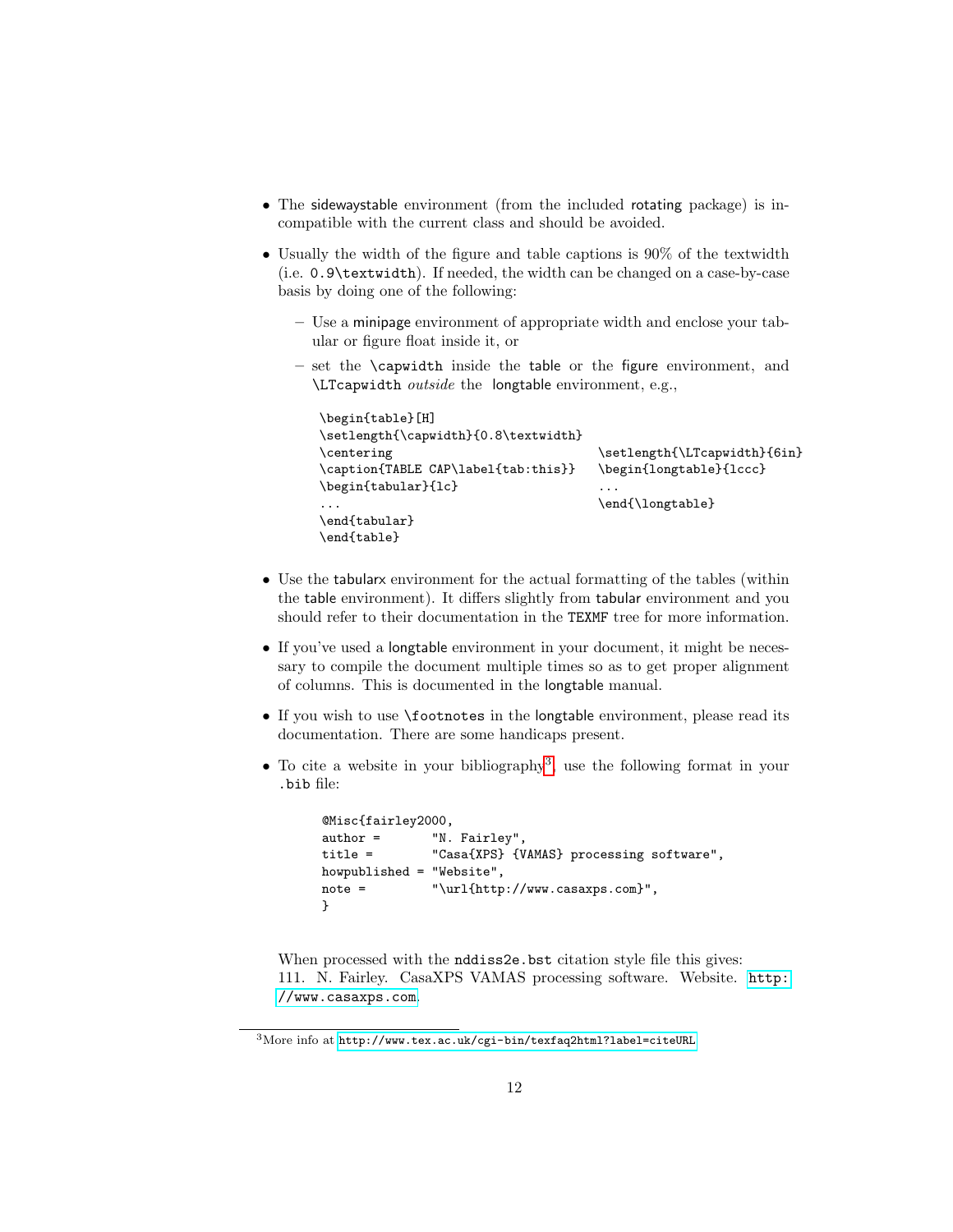- The sidewaystable environment (from the included rotating package) is incompatible with the current class and should be avoided.

- Usually the width of the figure and table captions is 90% of the textwidth (i.e. `0.9\textwidth`). If needed, the width can be changed on a case-by-case basis by doing one of the following:

  - Use a minipage environment of appropriate width and enclose your tabular or figure float inside it, or

  - set the `\capwidth` inside the table or the figure environment, and `\LTcapwidth` *outside* the longtable environment, e.g.,

```
\begin{table}[H]
\setlength{\capwidth}{0.8\textwidth}
\centering
\caption{TABLE CAP\label{tab:this}}
\begin{tabular}{lc}
...
\end{tabular}
\end{table}
```

```
\setlength{\LTcapwidth}{6in}
\begin{longtable}{lccc}
...
\end{\longtable}
```

- Use the tabularx environment for the actual formatting of the tables (within the table environment). It differs slightly from tabular environment and you should refer to their documentation in the `TEXMF` tree for more information.

- If you've used a longtable environment in your document, it might be necessary to compile the document multiple times so as to get proper alignment of columns. This is documented in the longtable manual.

- If you wish to use `\footnotes` in the longtable environment, please read its documentation. There are some handicaps present.

- To cite a website in your bibliography[3], use the following format in your `.bib` file:

```
@Misc{fairley2000,
author =       "N. Fairley",
title =        "Casa{XPS} {VAMAS} processing software",
howpublished = "Website",
note =         "\url{http://www.casaxps.com}",
}
```

  When processed with the `nddiss2e.bst` citation style file this gives:
  111. N. Fairley. CasaXPS VAMAS processing software. Website. `http://www.casaxps.com`.

[3]More info at `http://www.tex.ac.uk/cgi-bin/texfaq2html?label=citeURL`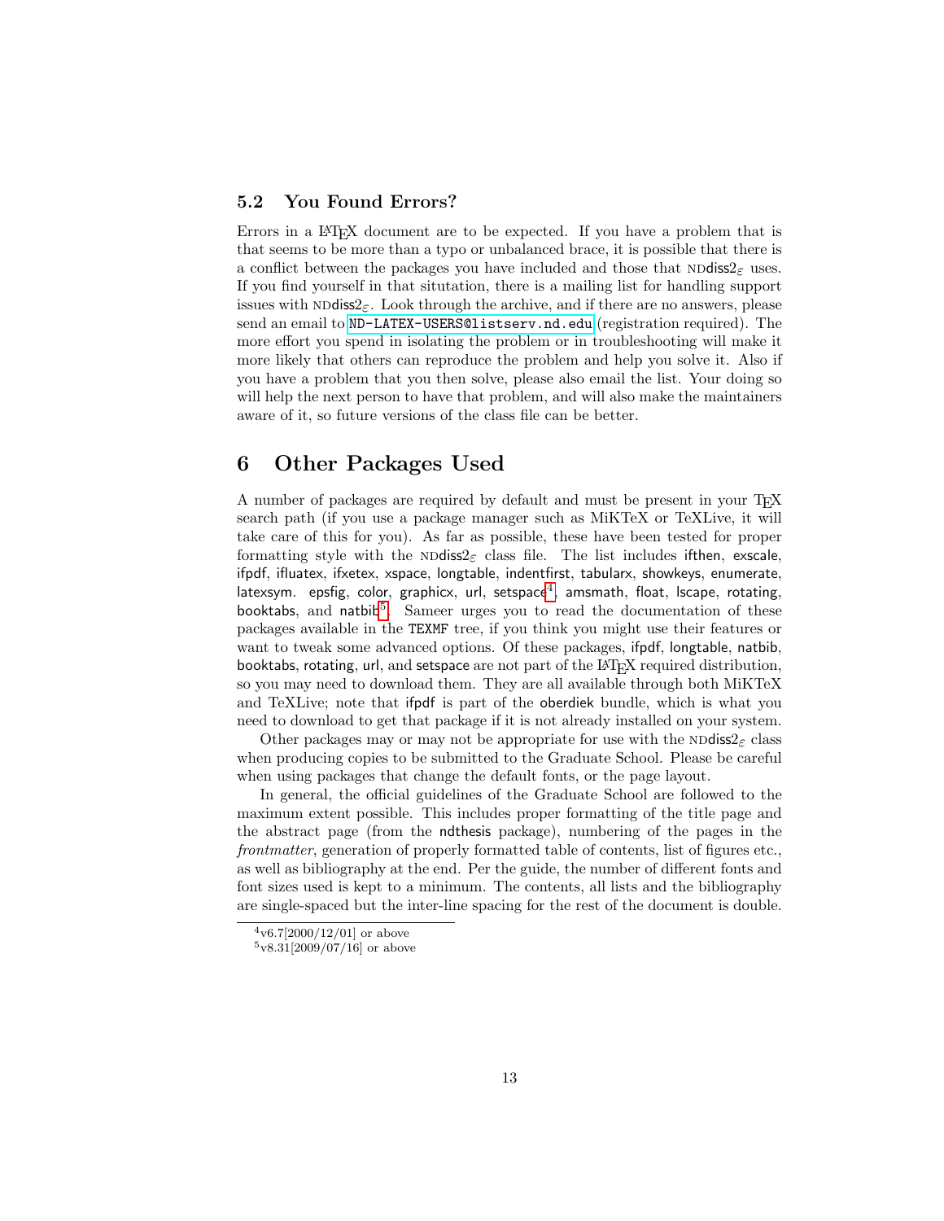### 5.2 You Found Errors?

Errors in a LaTeX document are to be expected. If you have a problem that is that seems to be more than a typo or unbalanced brace, it is possible that there is a conflict between the packages you have included and those that NDdiss2$_\varepsilon$ uses. If you find yourself in that situtation, there is a mailing list for handling support issues with NDdiss2$_\varepsilon$. Look through the archive, and if there are no answers, please send an email to `ND-LATEX-USERS@listserv.nd.edu` (registration required). The more effort you spend in isolating the problem or in troubleshooting will make it more likely that others can reproduce the problem and help you solve it. Also if you have a problem that you then solve, please also email the list. Your doing so will help the next person to have that problem, and will also make the maintainers aware of it, so future versions of the class file can be better.

## 6 Other Packages Used

A number of packages are required by default and must be present in your TeX search path (if you use a package manager such as MiKTeX or TeXLive, it will take care of this for you). As far as possible, these have been tested for proper formatting style with the NDdiss2$_\varepsilon$ class file. The list includes ifthen, exscale, ifpdf, ifluatex, ifxetex, xspace, longtable, indentfirst, tabularx, showkeys, enumerate, latexsym. epsfig, color, graphicx, url, setspace[4], amsmath, float, lscape, rotating, booktabs, and natbib[5]. Sameer urges you to read the documentation of these packages available in the `TEXMF` tree, if you think you might use their features or want to tweak some advanced options. Of these packages, ifpdf, longtable, natbib, booktabs, rotating, url, and setspace are not part of the LaTeX required distribution, so you may need to download them. They are all available through both MiKTeX and TeXLive; note that ifpdf is part of the oberdiek bundle, which is what you need to download to get that package if it is not already installed on your system.

Other packages may or may not be appropriate for use with the NDdiss2$_\varepsilon$ class when producing copies to be submitted to the Graduate School. Please be careful when using packages that change the default fonts, or the page layout.

In general, the official guidelines of the Graduate School are followed to the maximum extent possible. This includes proper formatting of the title page and the abstract page (from the ndthesis package), numbering of the pages in the *frontmatter*, generation of properly formatted table of contents, list of figures etc., as well as bibliography at the end. Per the guide, the number of different fonts and font sizes used is kept to a minimum. The contents, all lists and the bibliography are single-spaced but the inter-line spacing for the rest of the document is double.

---

[4] v6.7[2000/12/01] or above

[5] v8.31[2009/07/16] or above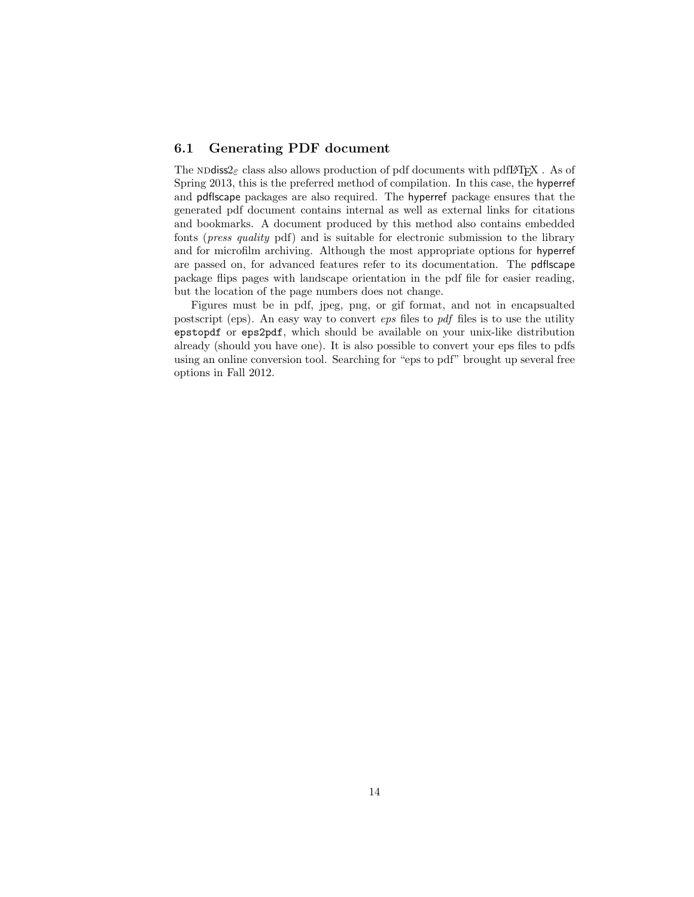## 6.1 Generating PDF document

The NDdiss2$_\varepsilon$ class also allows production of pdf documents with pdfLaTeX . As of Spring 2013, this is the preferred method of compilation. In this case, the hyperref and pdflscape packages are also required. The hyperref package ensures that the generated pdf document contains internal as well as external links for citations and bookmarks. A document produced by this method also contains embedded fonts (*press quality* pdf) and is suitable for electronic submission to the library and for microfilm archiving. Although the most appropriate options for hyperref are passed on, for advanced features refer to its documentation. The pdflscape package flips pages with landscape orientation in the pdf file for easier reading, but the location of the page numbers does not change.

Figures must be in pdf, jpeg, png, or gif format, and not in encapsualted postscript (eps). An easy way to convert *eps* files to *pdf* files is to use the utility `epstopdf` or `eps2pdf`, which should be available on your unix-like distribution already (should you have one). It is also possible to convert your eps files to pdfs using an online conversion tool. Searching for "eps to pdf" brought up several free options in Fall 2012.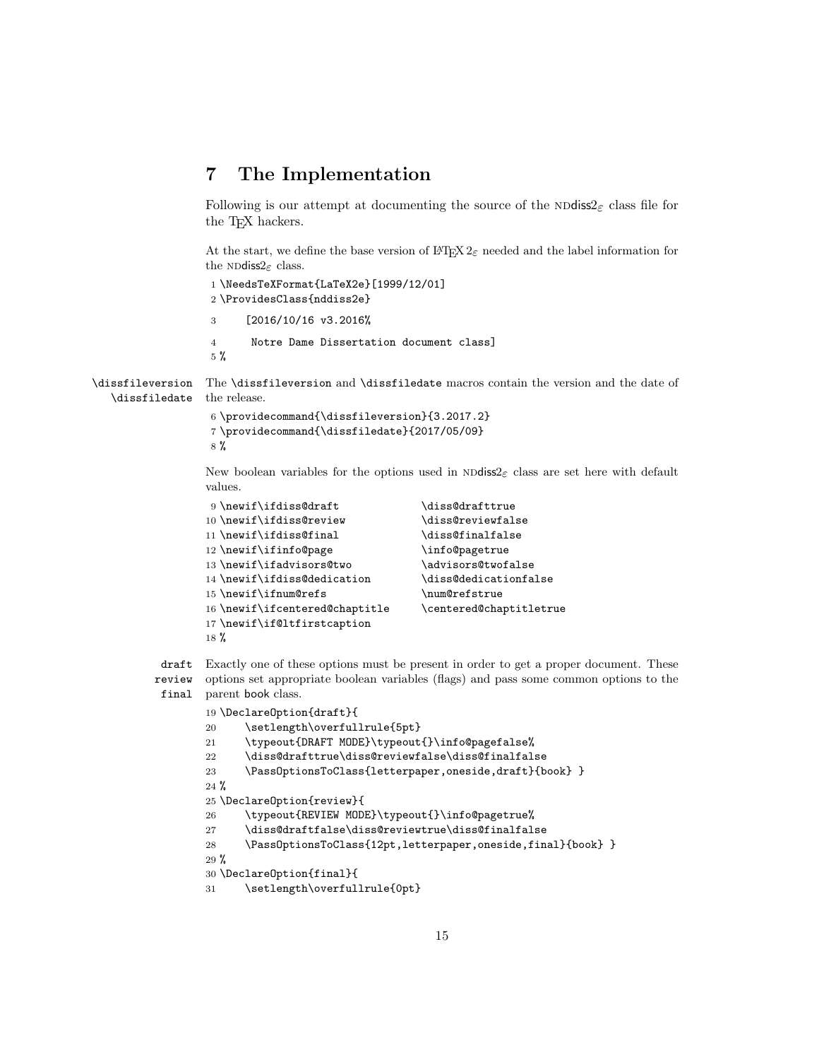# 7 The Implementation

Following is our attempt at documenting the source of the NDdiss2$_\varepsilon$ class file for the TEX hackers.

At the start, we define the base version of LATEX 2$_\varepsilon$ needed and the label information for the NDdiss2$_\varepsilon$ class.

```
1 \NeedsTeXFormat{LaTeX2e}[1999/12/01]
2 \ProvidesClass{nddiss2e}
3     [2016/10/16 v3.2016%
4      Notre Dame Dissertation document class]
5 %
```

\dissfileversion \dissfiledate — The \dissfileversion and \dissfiledate macros contain the version and the date of the release.

```
6 \providecommand{\dissfileversion}{3.2017.2}
7 \providecommand{\dissfiledate}{2017/05/09}
8 %
```

New boolean variables for the options used in NDdiss2$_\varepsilon$ class are set here with default values.

```
9 \newif\ifdiss@draft              \diss@drafttrue
10 \newif\ifdiss@review            \diss@reviewfalse
11 \newif\ifdiss@final             \diss@finalfalse
12 \newif\ifinfo@page              \info@pagetrue
13 \newif\ifadvisors@two           \advisors@twofalse
14 \newif\ifdiss@dedication        \diss@dedicationfalse
15 \newif\ifnum@refs               \num@refstrue
16 \newif\ifcentered@chaptitle     \centered@chaptitletrue
17 \newif\if@ltfirstcaption
18 %
```

draft review final — Exactly one of these options must be present in order to get a proper document. These options set appropriate boolean variables (flags) and pass some common options to the parent book class.

```
19 \DeclareOption{draft}{
20     \setlength\overfullrule{5pt}
21     \typeout{DRAFT MODE}\typeout{}\info@pagefalse%
22     \diss@drafttrue\diss@reviewfalse\diss@finalfalse
23     \PassOptionsToClass{letterpaper,oneside,draft}{book} }
24 %
25 \DeclareOption{review}{
26     \typeout{REVIEW MODE}\typeout{}\info@pagetrue%
27     \diss@draftfalse\diss@reviewtrue\diss@finalfalse
28     \PassOptionsToClass{12pt,letterpaper,oneside,final}{book} }
29 %
30 \DeclareOption{final}{
31     \setlength\overfullrule{0pt}
```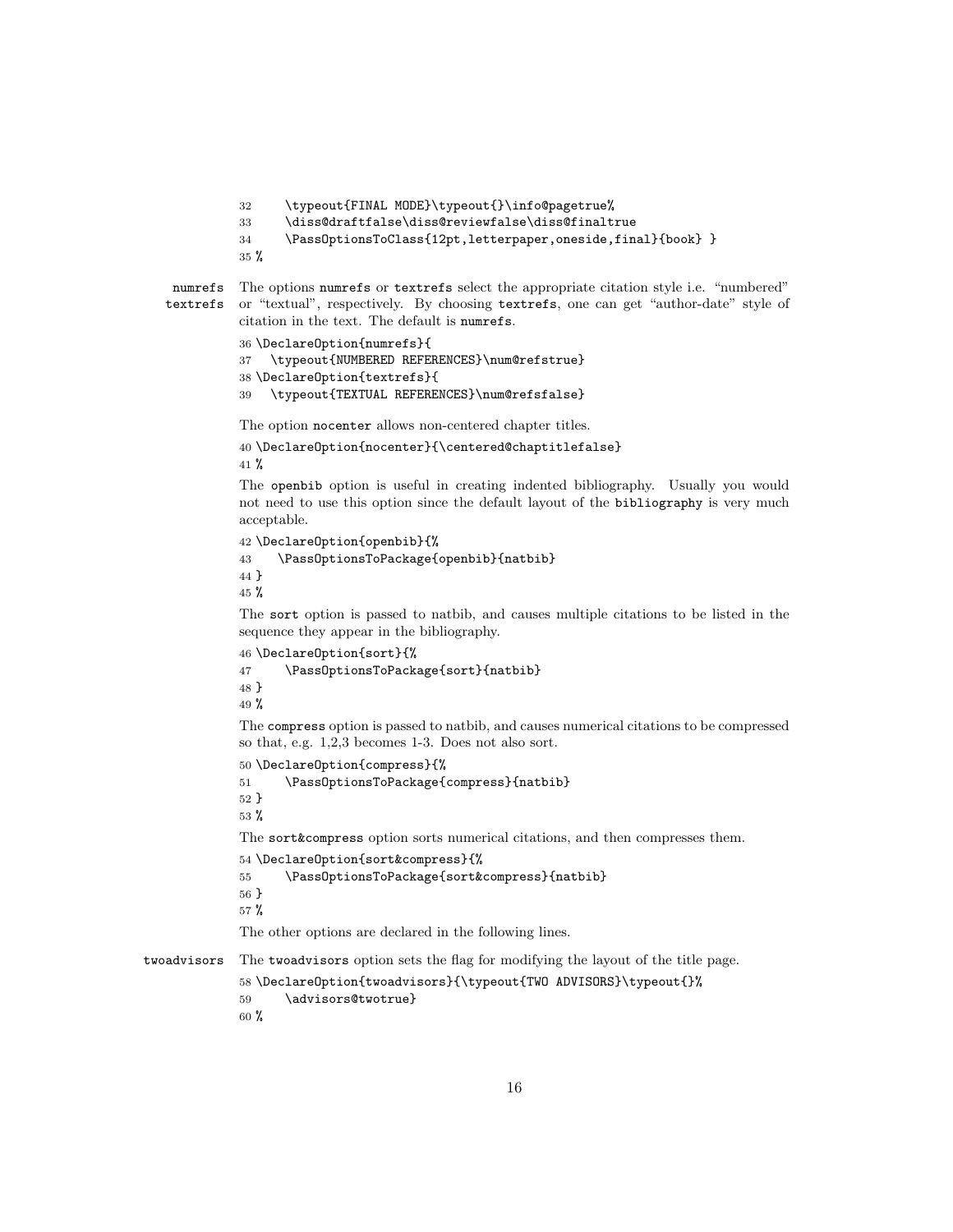```
32     \typeout{FINAL MODE}\typeout{}\info@pagetrue%
33     \diss@draftfalse\diss@reviewfalse\diss@finaltrue
34     \PassOptionsToClass{12pt,letterpaper,oneside,final}{book} }
35 %
```

**numrefs**
**textrefs**

The options numrefs or textrefs select the appropriate citation style i.e. "numbered" or "textual", respectively. By choosing textrefs, one can get "author-date" style of citation in the text. The default is numrefs.

```
36 \DeclareOption{numrefs}{
37   \typeout{NUMBERED REFERENCES}\num@refstrue}
38 \DeclareOption{textrefs}{
39   \typeout{TEXTUAL REFERENCES}\num@refsfalse}
```

The option nocenter allows non-centered chapter titles.

```
40 \DeclareOption{nocenter}{\centered@chaptitlefalse}
41 %
```

The openbib option is useful in creating indented bibliography. Usually you would not need to use this option since the default layout of the bibliography is very much acceptable.

```
42 \DeclareOption{openbib}{%
43    \PassOptionsToPackage{openbib}{natbib}
44 }
45 %
```

The sort option is passed to natbib, and causes multiple citations to be listed in the sequence they appear in the bibliography.

```
46 \DeclareOption{sort}{%
47     \PassOptionsToPackage{sort}{natbib}
48 }
49 %
```

The compress option is passed to natbib, and causes numerical citations to be compressed so that, e.g. 1,2,3 becomes 1-3. Does not also sort.

```
50 \DeclareOption{compress}{%
51     \PassOptionsToPackage{compress}{natbib}
52 }
53 %
```

The sort&compress option sorts numerical citations, and then compresses them.

```
54 \DeclareOption{sort&compress}{%
55     \PassOptionsToPackage{sort&compress}{natbib}
56 }
57 %
```

The other options are declared in the following lines.

**twoadvisors**

The twoadvisors option sets the flag for modifying the layout of the title page.

```
58 \DeclareOption{twoadvisors}{\typeout{TWO ADVISORS}\typeout{}%
59     \advisors@twotrue}
60 %
```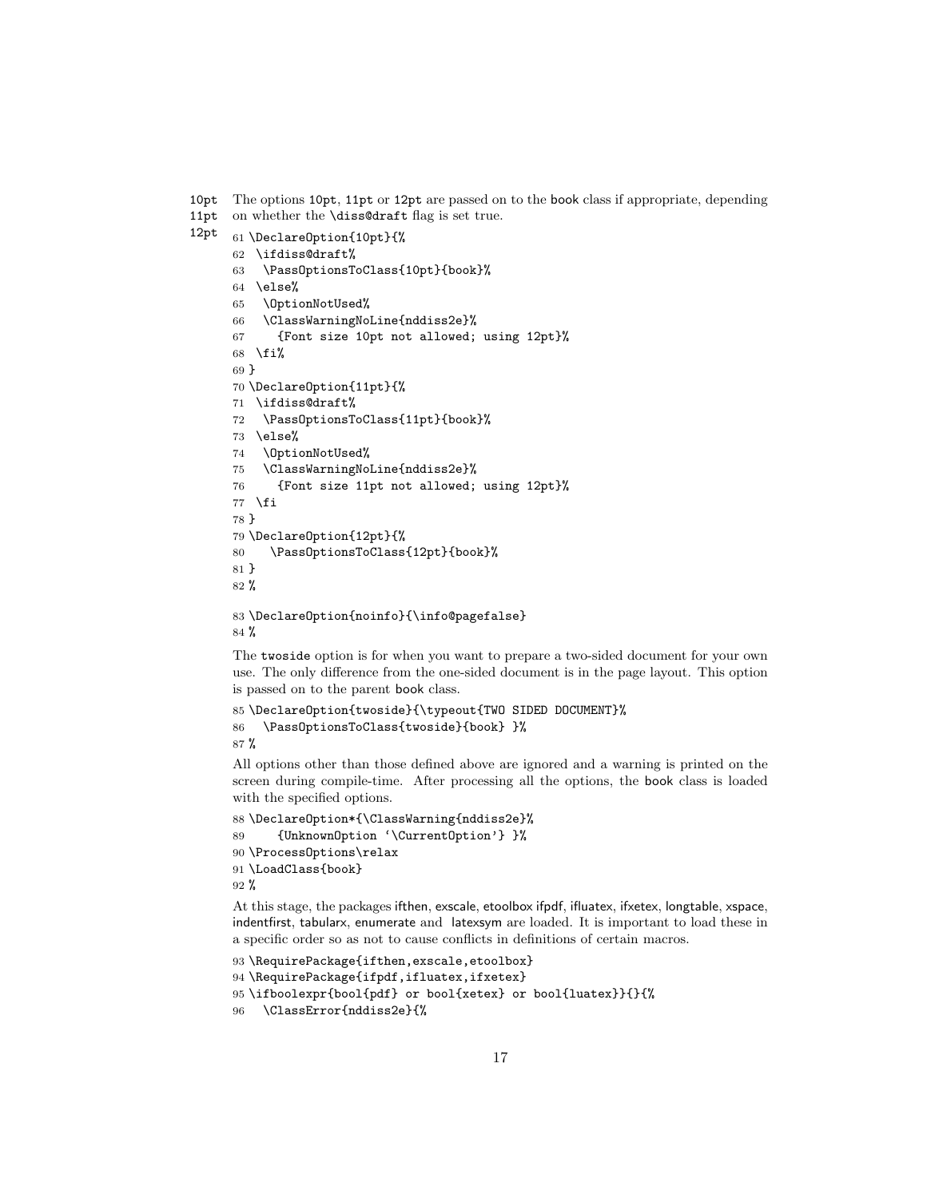10pt
11pt
12pt

The options 10pt, 11pt or 12pt are passed on to the book class if appropriate, depending on whether the \diss@draft flag is set true.

```
61 \DeclareOption{10pt}{%
62  \ifdiss@draft%
63   \PassOptionsToClass{10pt}{book}%
64  \else%
65   \OptionNotUsed%
66   \ClassWarningNoLine{nddiss2e}%
67     {Font size 10pt not allowed; using 12pt}%
68  \fi%
69 }
70 \DeclareOption{11pt}{%
71  \ifdiss@draft%
72   \PassOptionsToClass{11pt}{book}%
73  \else%
74   \OptionNotUsed%
75   \ClassWarningNoLine{nddiss2e}%
76     {Font size 11pt not allowed; using 12pt}%
77  \fi
78 }
79 \DeclareOption{12pt}{%
80    \PassOptionsToClass{12pt}{book}%
81 }
82 %
```

```
83 \DeclareOption{noinfo}{\info@pagefalse}
84 %
```

The twoside option is for when you want to prepare a two-sided document for your own use. The only difference from the one-sided document is in the page layout. This option is passed on to the parent book class.

```
85 \DeclareOption{twoside}{\typeout{TWO SIDED DOCUMENT}%
86   \PassOptionsToClass{twoside}{book} }%
87 %
```

All options other than those defined above are ignored and a warning is printed on the screen during compile-time. After processing all the options, the book class is loaded with the specified options.

```
88 \DeclareOption*{\ClassWarning{nddiss2e}%
89     {UnknownOption '\CurrentOption'} }%
90 \ProcessOptions\relax
91 \LoadClass{book}
92 %
```

At this stage, the packages ifthen, exscale, etoolbox ifpdf, ifluatex, ifxetex, longtable, xspace, indentfirst, tabularx, enumerate and latexsym are loaded. It is important to load these in a specific order so as not to cause conflicts in definitions of certain macros.

```
93 \RequirePackage{ifthen,exscale,etoolbox}
94 \RequirePackage{ifpdf,ifluatex,ifxetex}
95 \ifboolexpr{bool{pdf} or bool{xetex} or bool{luatex}}{}{%
96   \ClassError{nddiss2e}{%
```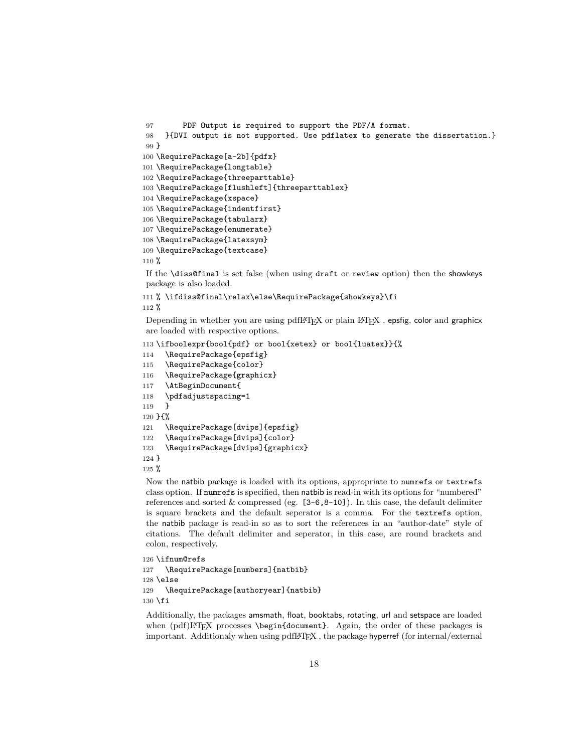```
97       PDF Output is required to support the PDF/A format.
98   }{DVI output is not supported. Use pdflatex to generate the dissertation.}
99 }
100 \RequirePackage[a-2b]{pdfx}
101 \RequirePackage{longtable}
102 \RequirePackage{threeparttable}
103 \RequirePackage[flushleft]{threeparttablex}
104 \RequirePackage{xspace}
105 \RequirePackage{indentfirst}
106 \RequirePackage{tabularx}
107 \RequirePackage{enumerate}
108 \RequirePackage{latexsym}
109 \RequirePackage{textcase}
110 %
```

If the `\diss@final` is set false (when using `draft` or `review` option) then the showkeys package is also loaded.

```
111 % \ifdiss@final\relax\else\RequirePackage{showkeys}\fi
112 %
```

Depending in whether you are using pdfLaTeX or plain LaTeX , epsfig, color and graphicx are loaded with respective options.

```
113 \ifboolexpr{bool{pdf} or bool{xetex} or bool{luatex}}{%
114   \RequirePackage{epsfig}
115   \RequirePackage{color}
116   \RequirePackage{graphicx}
117   \AtBeginDocument{
118   \pdfadjustspacing=1
119   }
120 }{%
121   \RequirePackage[dvips]{epsfig}
122   \RequirePackage[dvips]{color}
123   \RequirePackage[dvips]{graphicx}
124 }
125 %
```

Now the natbib package is loaded with its options, appropriate to `numrefs` or `textrefs` class option. If `numrefs` is specified, then natbib is read-in with its options for "numbered" references and sorted & compressed (eg. `[3-6,8-10]`). In this case, the default delimiter is square brackets and the default seperator is a comma. For the `textrefs` option, the natbib package is read-in so as to sort the references in an "author-date" style of citations. The default delimiter and seperator, in this case, are round brackets and colon, respectively.

```
126 \ifnum@refs
127   \RequirePackage[numbers]{natbib}
128 \else
129   \RequirePackage[authoryear]{natbib}
130 \fi
```

Additionally, the packages amsmath, float, booktabs, rotating, url and setspace are loaded when (pdf)LaTeX processes `\begin{document}`. Again, the order of these packages is important. Additionaly when using pdfLaTeX , the package hyperref (for internal/external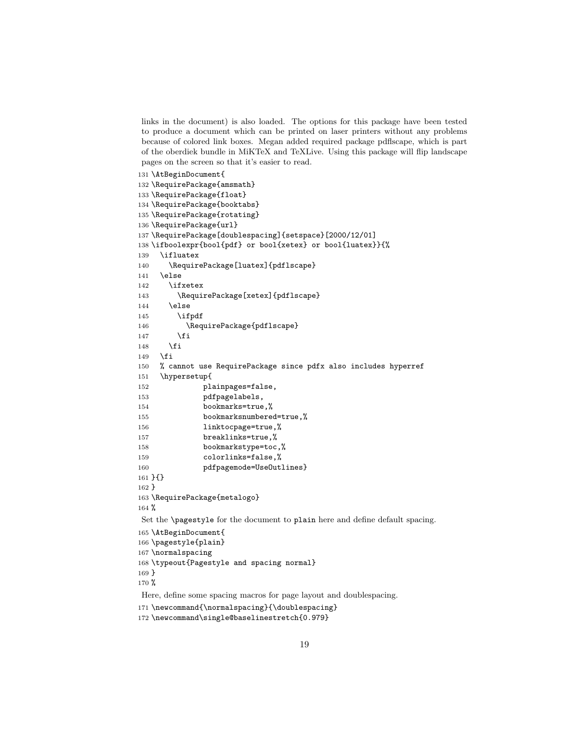links in the document) is also loaded. The options for this package have been tested to produce a document which can be printed on laser printers without any problems because of colored link boxes. Megan added required package pdflscape, which is part of the oberdiek bundle in MiKTeX and TeXLive. Using this package will flip landscape pages on the screen so that it's easier to read.

```
131 \AtBeginDocument{
132 \RequirePackage{amsmath}
133 \RequirePackage{float}
134 \RequirePackage{booktabs}
135 \RequirePackage{rotating}
136 \RequirePackage{url}
137 \RequirePackage[doublespacing]{setspace}[2000/12/01]
138 \ifboolexpr{bool{pdf} or bool{xetex} or bool{luatex}}{%
139   \ifluatex
140     \RequirePackage[luatex]{pdflscape}
141   \else
142     \ifxetex
143       \RequirePackage[xetex]{pdflscape}
144     \else
145       \ifpdf
146         \RequirePackage{pdflscape}
147       \fi
148     \fi
149   \fi
150   % cannot use RequirePackage since pdfx also includes hyperref
151   \hypersetup{
152             plainpages=false,
153             pdfpagelabels,
154             bookmarks=true,%
155             bookmarksnumbered=true,%
156             linktocpage=true,%
157             breaklinks=true,%
158             bookmarkstype=toc,%
159             colorlinks=false,%
160             pdfpagemode=UseOutlines}
161 }{}
162 }
163 \RequirePackage{metalogo}
164 %
```

Set the `\pagestyle` for the document to `plain` here and define default spacing.

```
165 \AtBeginDocument{
166 \pagestyle{plain}
167 \normalspacing
168 \typeout{Pagestyle and spacing normal}
169 }
170 %
```

Here, define some spacing macros for page layout and doublespacing.

```
171 \newcommand{\normalspacing}{\doublespacing}
172 \newcommand\single@baselinestretch{0.979}
```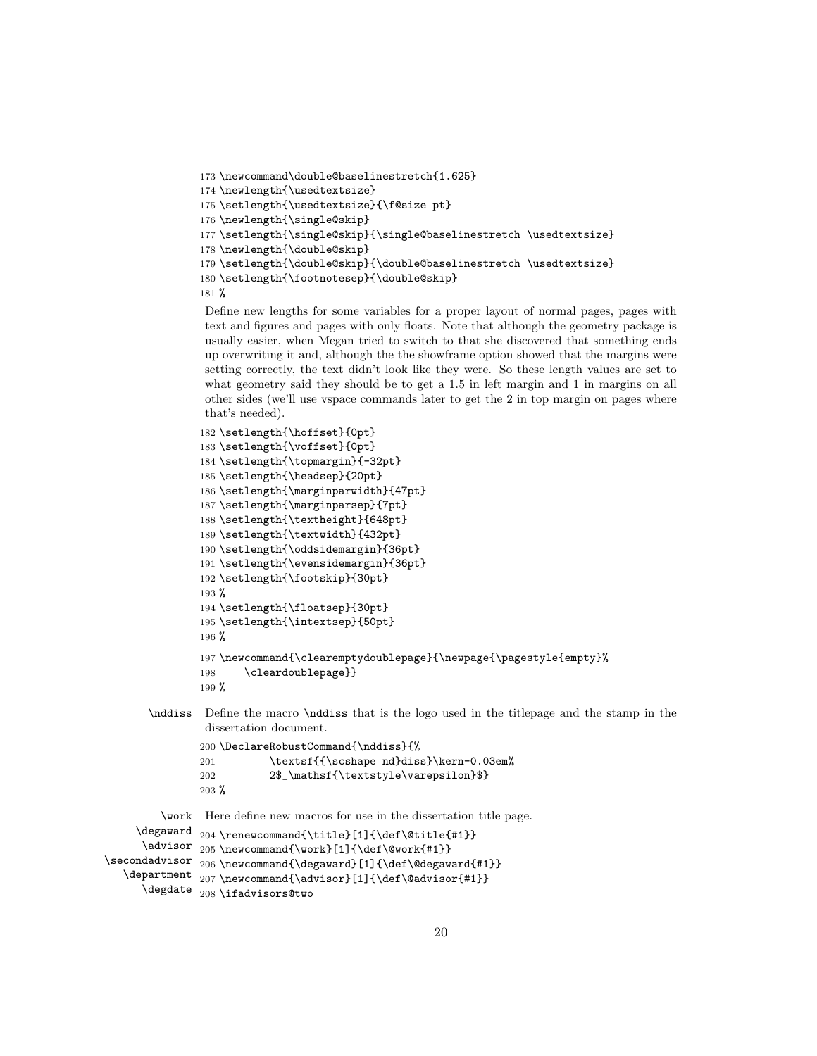```
173 \newcommand\double@baselinestretch{1.625}
174 \newlength{\usedtextsize}
175 \setlength{\usedtextsize}{\f@size pt}
176 \newlength{\single@skip}
177 \setlength{\single@skip}{\single@baselinestretch \usedtextsize}
178 \newlength{\double@skip}
179 \setlength{\double@skip}{\double@baselinestretch \usedtextsize}
180 \setlength{\footnotesep}{\double@skip}
181 %
```

Define new lengths for some variables for a proper layout of normal pages, pages with text and figures and pages with only floats. Note that although the geometry package is usually easier, when Megan tried to switch to that she discovered that something ends up overwriting it and, although the the showframe option showed that the margins were setting correctly, the text didn't look like they were. So these length values are set to what geometry said they should be to get a 1.5 in left margin and 1 in margins on all other sides (we'll use vspace commands later to get the 2 in top margin on pages where that's needed).

```
182 \setlength{\hoffset}{0pt}
183 \setlength{\voffset}{0pt}
184 \setlength{\topmargin}{-32pt}
185 \setlength{\headsep}{20pt}
186 \setlength{\marginparwidth}{47pt}
187 \setlength{\marginparsep}{7pt}
188 \setlength{\textheight}{648pt}
189 \setlength{\textwidth}{432pt}
190 \setlength{\oddsidemargin}{36pt}
191 \setlength{\evensidemargin}{36pt}
192 \setlength{\footskip}{30pt}
193 %
194 \setlength{\floatsep}{30pt}
195 \setlength{\intextsep}{50pt}
196 %
197 \newcommand{\clearemptydoublepage}{\newpage{\pagestyle{empty}%
198     \cleardoublepage}}
199 %
```

\nddiss Define the macro \nddiss that is the logo used in the titlepage and the stamp in the dissertation document.

```
200 \DeclareRobustCommand{\nddiss}{%
201         \textsf{{\scshape nd}diss}\kern-0.03em%
202         2$_\mathsf{\textstyle\varepsilon}$}
203 %
```

\work \degaward \advisor \secondadvisor \department \degdate Here define new macros for use in the dissertation title page.

```
204 \renewcommand{\title}[1]{\def\@title{#1}}
205 \newcommand{\work}[1]{\def\@work{#1}}
206 \newcommand{\degaward}[1]{\def\@degaward{#1}}
207 \newcommand{\advisor}[1]{\def\@advisor{#1}}
208 \ifadvisors@two
```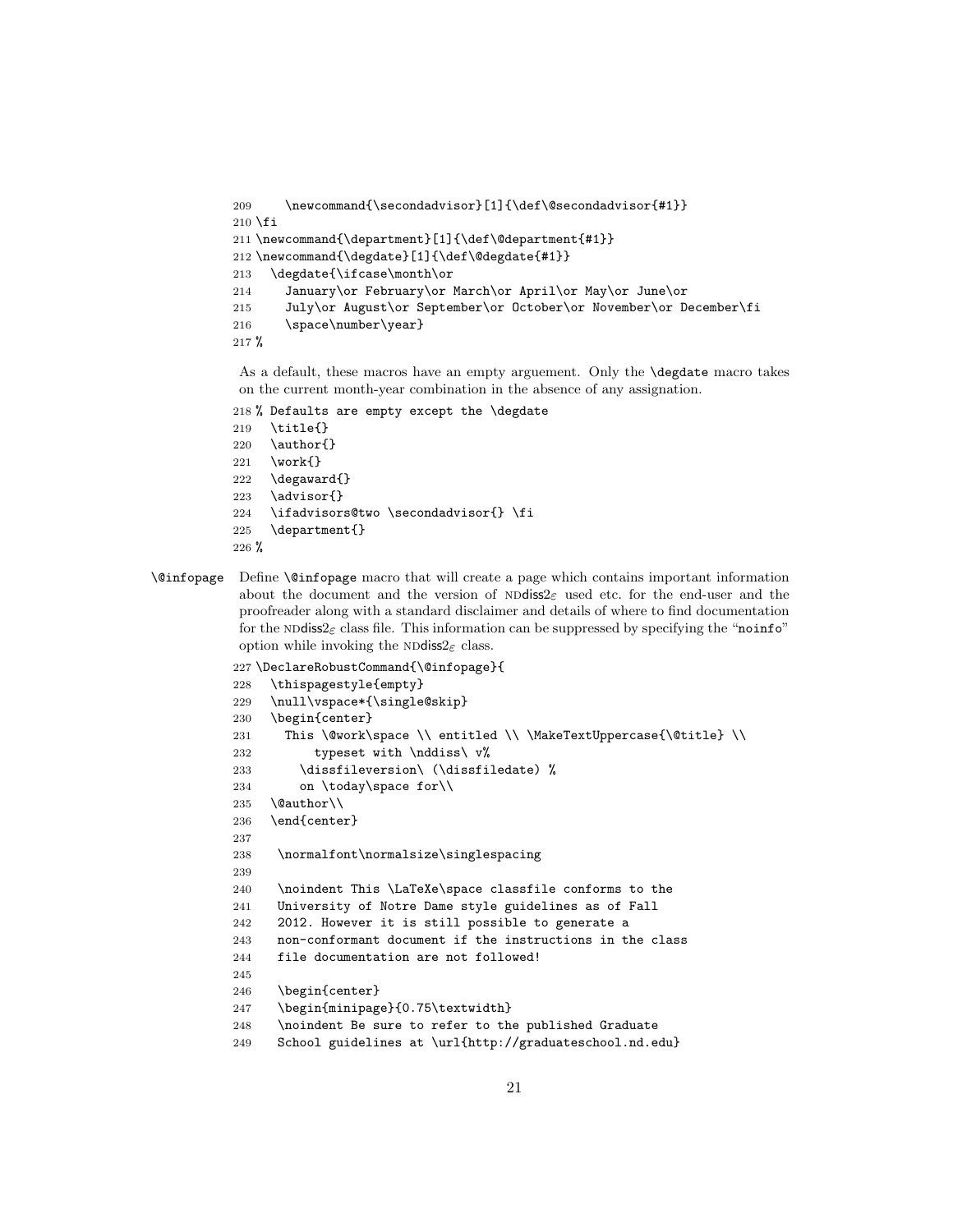```
209     \newcommand{\secondadvisor}[1]{\def\@secondadvisor{#1}}
210 \fi
211 \newcommand{\department}[1]{\def\@department{#1}}
212 \newcommand{\degdate}[1]{\def\@degdate{#1}}
213   \degdate{\ifcase\month\or
214     January\or February\or March\or April\or May\or June\or
215     July\or August\or September\or October\or November\or December\fi
216     \space\number\year}
217 %
```

As a default, these macros have an empty arguement. Only the `\degdate` macro takes on the current month-year combination in the absence of any assignation.

```
218 % Defaults are empty except the \degdate
219   \title{}
220   \author{}
221   \work{}
222   \degaward{}
223   \advisor{}
224   \ifadvisors@two \secondadvisor{} \fi
225   \department{}
226 %
```

`\@infopage` Define `\@infopage` macro that will create a page which contains important information about the document and the version of NDdiss$2_\varepsilon$ used etc. for the end-user and the proofreader along with a standard disclaimer and details of where to find documentation for the NDdiss$2_\varepsilon$ class file. This information can be suppressed by specifying the "`noinfo`" option while invoking the NDdiss$2_\varepsilon$ class.

```
227 \DeclareRobustCommand{\@infopage}{
228   \thispagestyle{empty}
229   \null\vspace*{\single@skip}
230   \begin{center}
231     This \@work\space \\ entitled \\ \MakeTextUppercase{\@title} \\
232         typeset with \nddiss\ v%
233       \dissfileversion\ (\dissfiledate) %
234       on \today\space for\\
235   \@author\\
236   \end{center}
237
238    \normalfont\normalsize\singlespacing
239
240    \noindent This \LaTeXe\space classfile conforms to the
241    University of Notre Dame style guidelines as of Fall
242    2012. However it is still possible to generate a
243    non-conformant document if the instructions in the class
244    file documentation are not followed!
245
246    \begin{center}
247    \begin{minipage}{0.75\textwidth}
248    \noindent Be sure to refer to the published Graduate
249    School guidelines at \url{http://graduateschool.nd.edu}
```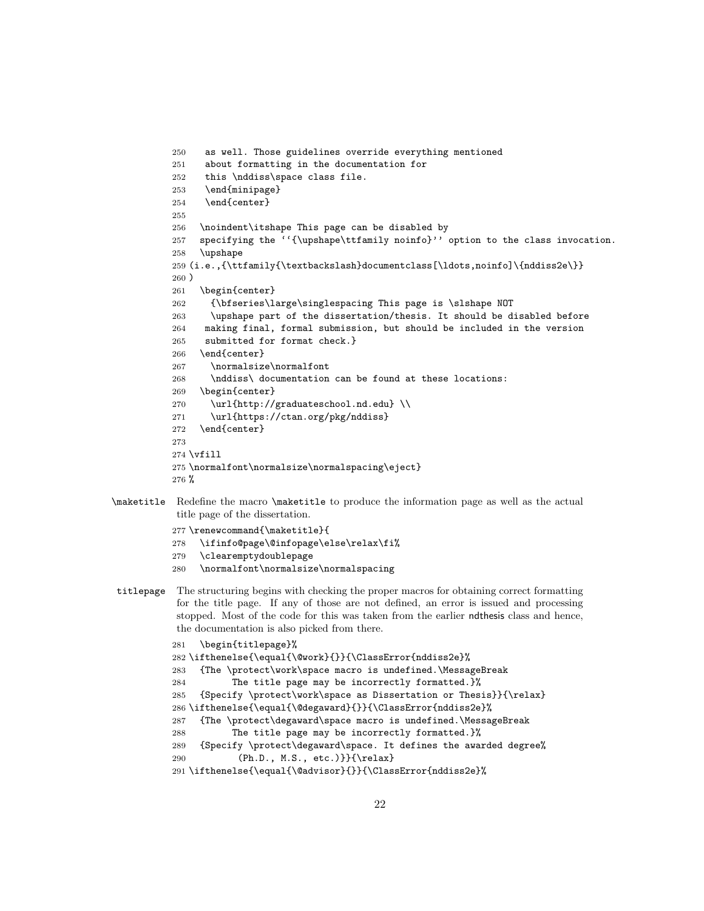```
250   as well. Those guidelines override everything mentioned
251   about formatting in the documentation for
252   this \nddiss\space class file.
253   \end{minipage}
254   \end{center}
255
256   \noindent\itshape This page can be disabled by
257   specifying the ``{\upshape\ttfamily noinfo}'' option to the class invocation.
258   \upshape
259 (i.e.,{\ttfamily{\textbackslash}documentclass[\ldots,noinfo]\{nddiss2e\}}
260 )
261   \begin{center}
262     {\bfseries\large\singlespacing This page is \slshape NOT
263     \upshape part of the dissertation/thesis. It should be disabled before
264    making final, formal submission, but should be included in the version
265    submitted for format check.}
266   \end{center}
267     \normalsize\normalfont
268     \nddiss\ documentation can be found at these locations:
269   \begin{center}
270     \url{http://graduateschool.nd.edu} \\
271     \url{https://ctan.org/pkg/nddiss}
272   \end{center}
273
274 \vfill
275 \normalfont\normalsize\normalspacing\eject}
276 %
```

**\maketitle** Redefine the macro `\maketitle` to produce the information page as well as the actual title page of the dissertation.

```
277 \renewcommand{\maketitle}{
278   \ifinfo@page\@infopage\else\relax\fi%
279   \clearemptydoublepage
280   \normalfont\normalsize\normalspacing
```

**titlepage** The structuring begins with checking the proper macros for obtaining correct formatting for the title page. If any of those are not defined, an error is issued and processing stopped. Most of the code for this was taken from the earlier ndthesis class and hence, the documentation is also picked from there.

```
281   \begin{titlepage}%
282 \ifthenelse{\equal{\@work}{}}{\ClassError{nddiss2e}%
283   {The \protect\work\space macro is undefined.\MessageBreak
284          The title page may be incorrectly formatted.}%
285   {Specify \protect\work\space as Dissertation or Thesis}}{\relax}
286 \ifthenelse{\equal{\@degaward}{}}{\ClassError{nddiss2e}%
287   {The \protect\degaward\space macro is undefined.\MessageBreak
288          The title page may be incorrectly formatted.}%
289   {Specify \protect\degaward\space. It defines the awarded degree%
290          (Ph.D., M.S., etc.)}}{\relax}
291 \ifthenelse{\equal{\@advisor}{}}{\ClassError{nddiss2e}%
```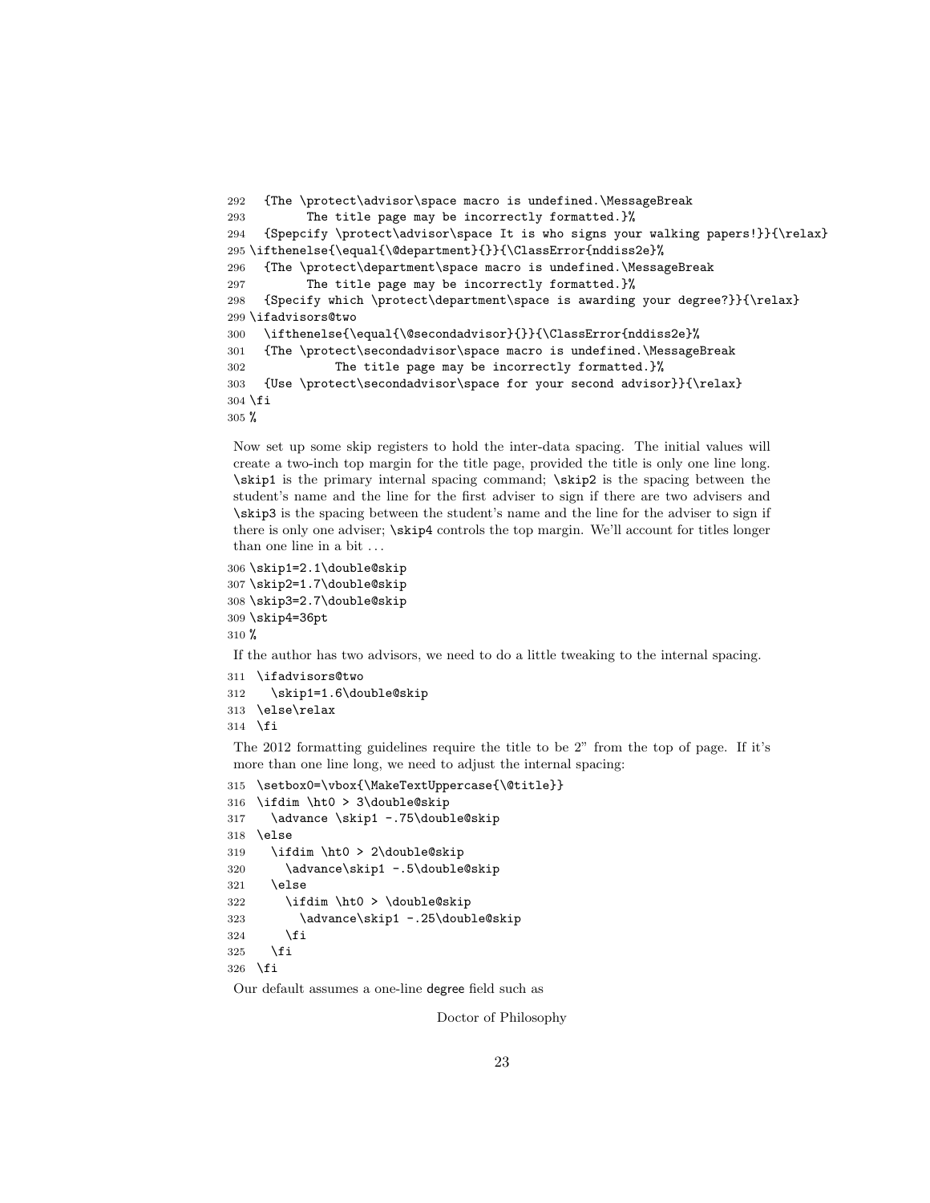```
292   {The \protect\advisor\space macro is undefined.\MessageBreak
293          The title page may be incorrectly formatted.}%
294   {Spepcify \protect\advisor\space It is who signs your walking papers!}}{\relax}
295 \ifthenelse{\equal{\@department}{}}{\ClassError{nddiss2e}%
296   {The \protect\department\space macro is undefined.\MessageBreak
297          The title page may be incorrectly formatted.}%
298   {Specify which \protect\department\space is awarding your degree?}}{\relax}
299 \ifadvisors@two
300   \ifthenelse{\equal{\@secondadvisor}{}}{\ClassError{nddiss2e}%
301   {The \protect\secondadvisor\space macro is undefined.\MessageBreak
302              The title page may be incorrectly formatted.}%
303   {Use \protect\secondadvisor\space for your second advisor}}{\relax}
304 \fi
305 %
```

Now set up some skip registers to hold the inter-data spacing. The initial values will create a two-inch top margin for the title page, provided the title is only one line long. `\skip1` is the primary internal spacing command; `\skip2` is the spacing between the student's name and the line for the first adviser to sign if there are two advisers and `\skip3` is the spacing between the student's name and the line for the adviser to sign if there is only one adviser; `\skip4` controls the top margin. We'll account for titles longer than one line in a bit . . .

```
306 \skip1=2.1\double@skip
307 \skip2=1.7\double@skip
308 \skip3=2.7\double@skip
309 \skip4=36pt
310 %
```

If the author has two advisors, we need to do a little tweaking to the internal spacing.

```
311  \ifadvisors@two
312    \skip1=1.6\double@skip
313  \else\relax
314  \fi
```

The 2012 formatting guidelines require the title to be 2" from the top of page. If it's more than one line long, we need to adjust the internal spacing:

```
315  \setbox0=\vbox{\MakeTextUppercase{\@title}}
316  \ifdim \ht0 > 3\double@skip
317    \advance \skip1 -.75\double@skip
318  \else
319    \ifdim \ht0 > 2\double@skip
320      \advance\skip1 -.5\double@skip
321    \else
322      \ifdim \ht0 > \double@skip
323        \advance\skip1 -.25\double@skip
324      \fi
325    \fi
326  \fi
```

Our default assumes a one-line degree field such as

Doctor of Philosophy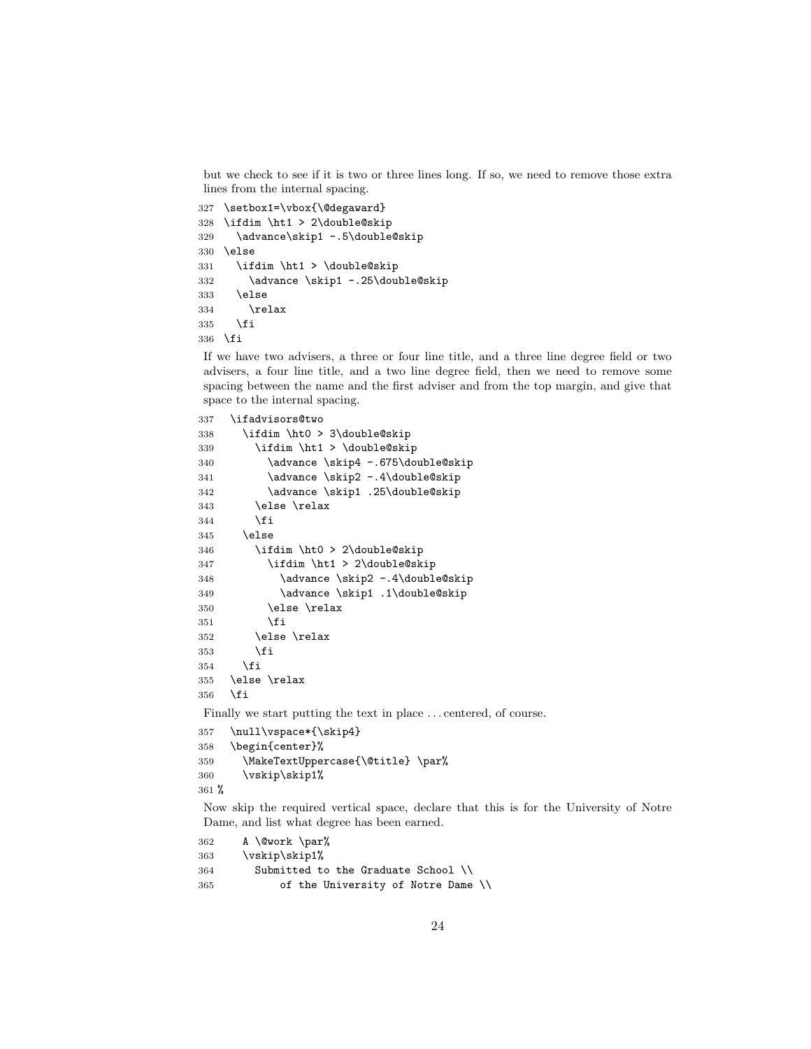but we check to see if it is two or three lines long. If so, we need to remove those extra lines from the internal spacing.

```
327 \setbox1=\vbox{\@degaward}
328 \ifdim \ht1 > 2\double@skip
329   \advance\skip1 -.5\double@skip
330 \else
331   \ifdim \ht1 > \double@skip
332     \advance \skip1 -.25\double@skip
333   \else
334     \relax
335   \fi
336 \fi
```

If we have two advisers, a three or four line title, and a three line degree field or two advisers, a four line title, and a two line degree field, then we need to remove some spacing between the name and the first adviser and from the top margin, and give that space to the internal spacing.

```
337   \ifadvisors@two
338     \ifdim \ht0 > 3\double@skip
339       \ifdim \ht1 > \double@skip
340         \advance \skip4 -.675\double@skip
341         \advance \skip2 -.4\double@skip
342         \advance \skip1 .25\double@skip
343       \else \relax
344       \fi
345     \else
346       \ifdim \ht0 > 2\double@skip
347         \ifdim \ht1 > 2\double@skip
348           \advance \skip2 -.4\double@skip
349           \advance \skip1 .1\double@skip
350         \else \relax
351         \fi
352       \else \relax
353       \fi
354     \fi
355   \else \relax
356   \fi
```

Finally we start putting the text in place . . . centered, of course.

```
357   \null\vspace*{\skip4}
358   \begin{center}%
359     \MakeTextUppercase{\@title} \par%
360     \vskip\skip1%
361 %
```

Now skip the required vertical space, declare that this is for the University of Notre Dame, and list what degree has been earned.

```
362     A \@work \par%
363     \vskip\skip1%
364       Submitted to the Graduate School \\
365           of the University of Notre Dame \\
```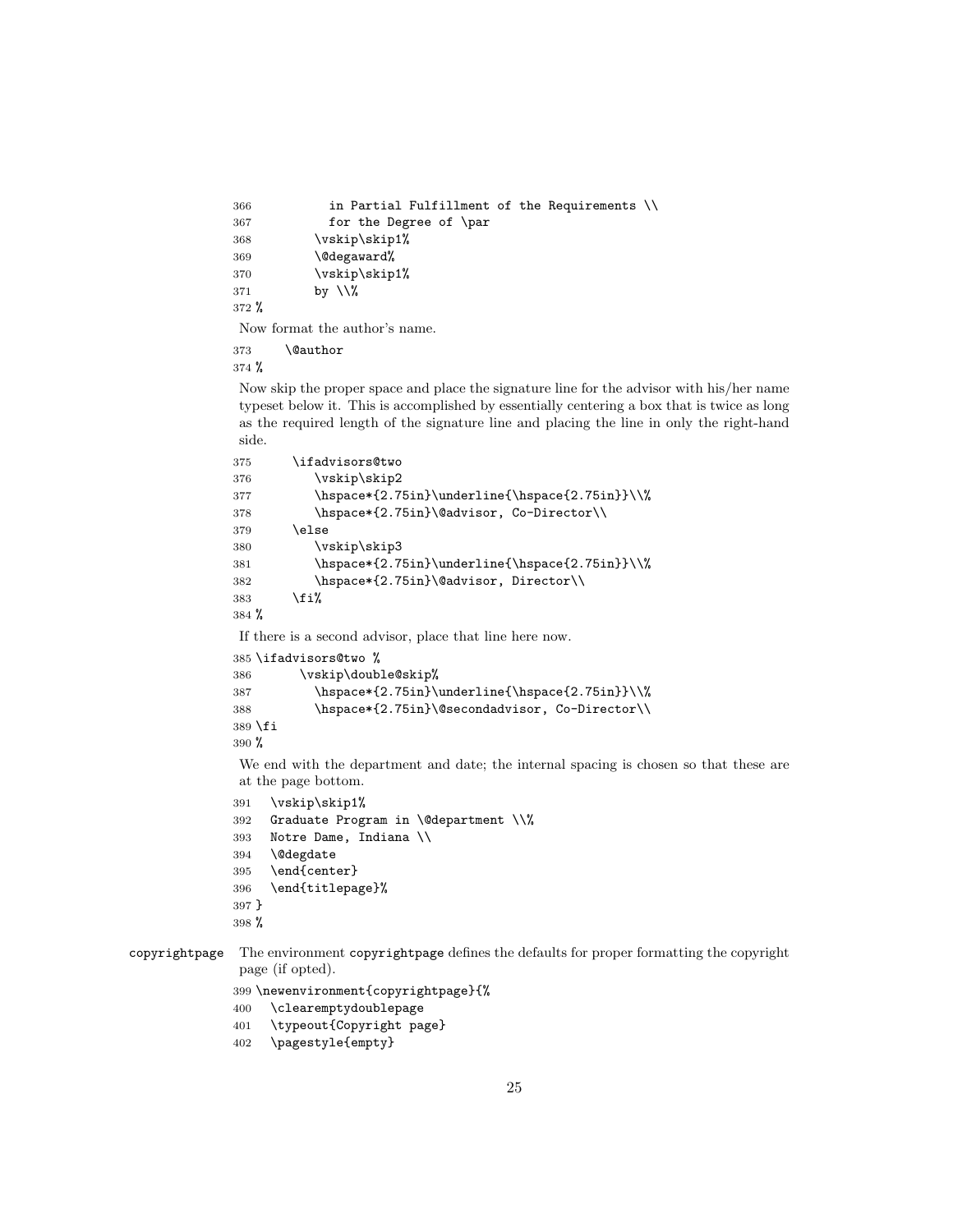```
366          in Partial Fulfillment of the Requirements \\
367          for the Degree of \par
368        \vskip\skip1%
369        \@degaward%
370        \vskip\skip1%
371        by \\%
372 %
```

Now format the author's name.

```
373    \@author
374 %
```

Now skip the proper space and place the signature line for the advisor with his/her name typeset below it. This is accomplished by essentially centering a box that is twice as long as the required length of the signature line and placing the line in only the right-hand side.

```
375    \ifadvisors@two
376       \vskip\skip2
377       \hspace*{2.75in}\underline{\hspace{2.75in}}\\%
378       \hspace*{2.75in}\@advisor, Co-Director\\
379    \else
380       \vskip\skip3
381       \hspace*{2.75in}\underline{\hspace{2.75in}}\\%
382       \hspace*{2.75in}\@advisor, Director\\
383    \fi%
384 %
```

If there is a second advisor, place that line here now.

```
385 \ifadvisors@two %
386      \vskip\double@skip%
387       \hspace*{2.75in}\underline{\hspace{2.75in}}\\%
388       \hspace*{2.75in}\@secondadvisor, Co-Director\\
389 \fi
390 %
```

We end with the department and date; the internal spacing is chosen so that these are at the page bottom.

```
391   \vskip\skip1%
392   Graduate Program in \@department \\%
393   Notre Dame, Indiana \\
394   \@degdate
395   \end{center}
396   \end{titlepage}%
397 }
398 %
```

**copyrightpage** The environment copyrightpage defines the defaults for proper formatting the copyright page (if opted).

```
399 \newenvironment{copyrightpage}{%
400   \clearemptydoublepage
401   \typeout{Copyright page}
402   \pagestyle{empty}
```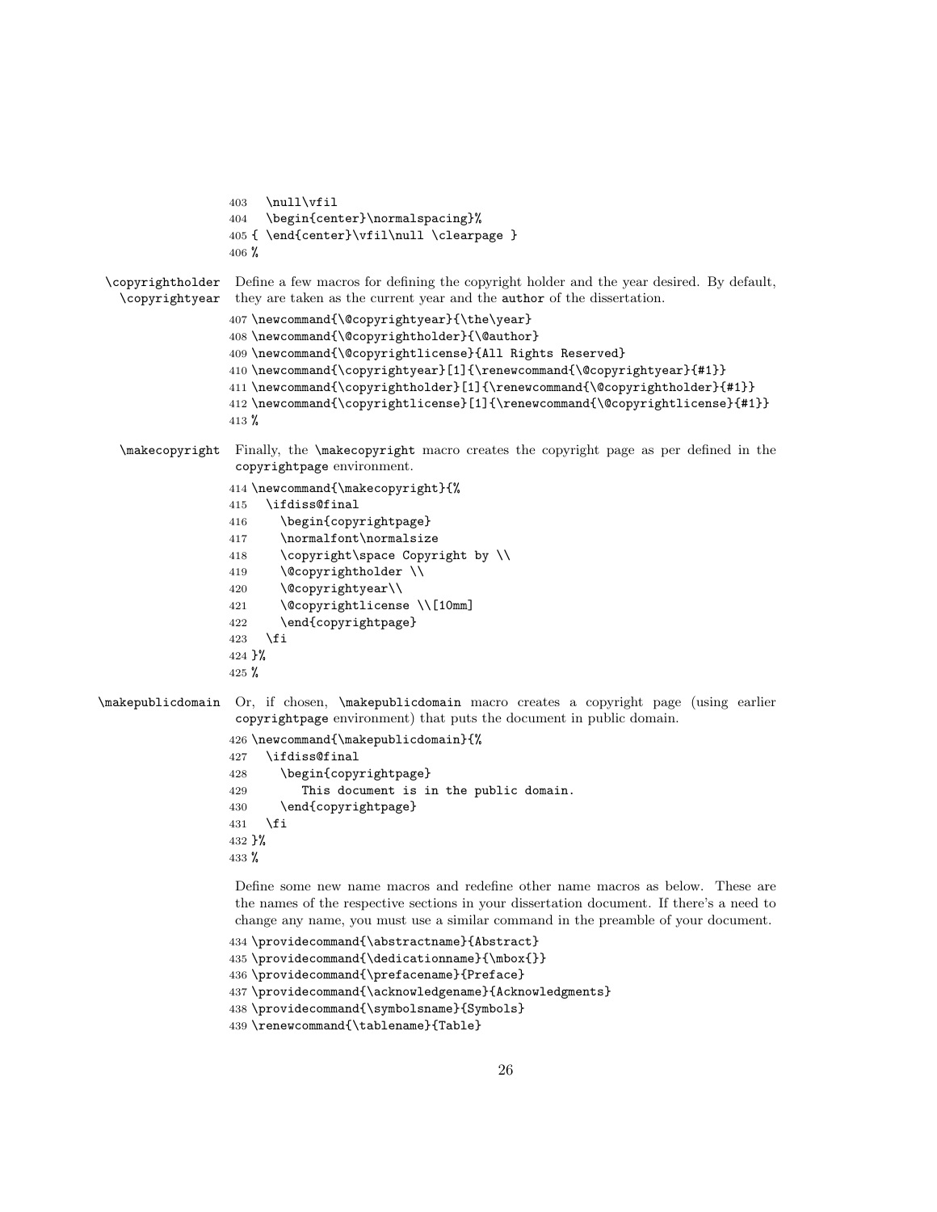```
403   \null\vfil
404   \begin{center}\normalspacing}%
405 { \end{center}\vfil\null \clearpage }
406 %
```

**\copyrightholder \copyrightyear** Define a few macros for defining the copyright holder and the year desired. By default, they are taken as the current year and the `author` of the dissertation.

```
407 \newcommand{\@copyrightyear}{\the\year}
408 \newcommand{\@copyrightholder}{\@author}
409 \newcommand{\@copyrightlicense}{All Rights Reserved}
410 \newcommand{\copyrightyear}[1]{\renewcommand{\@copyrightyear}{#1}}
411 \newcommand{\copyrightholder}[1]{\renewcommand{\@copyrightholder}{#1}}
412 \newcommand{\copyrightlicense}[1]{\renewcommand{\@copyrightlicense}{#1}}
413 %
```

**\makecopyright** Finally, the `\makecopyright` macro creates the copyright page as per defined in the `copyrightpage` environment.

```
414 \newcommand{\makecopyright}{%
415   \ifdiss@final
416     \begin{copyrightpage}
417     \normalfont\normalsize
418     \copyright\space Copyright by \\
419     \@copyrightholder \\
420     \@copyrightyear\\
421     \@copyrightlicense \\[10mm]
422     \end{copyrightpage}
423   \fi
424 }%
425 %
```

**\makepublicdomain** Or, if chosen, `\makepublicdomain` macro creates a copyright page (using earlier `copyrightpage` environment) that puts the document in public domain.

```
426 \newcommand{\makepublicdomain}{%
427   \ifdiss@final
428     \begin{copyrightpage}
429       This document is in the public domain.
430     \end{copyrightpage}
431   \fi
432 }%
433 %
```

Define some new name macros and redefine other name macros as below. These are the names of the respective sections in your dissertation document. If there's a need to change any name, you must use a similar command in the preamble of your document.

```
434 \providecommand{\abstractname}{Abstract}
435 \providecommand{\dedicationname}{\mbox{}}
436 \providecommand{\prefacename}{Preface}
437 \providecommand{\acknowledgename}{Acknowledgments}
438 \providecommand{\symbolsname}{Symbols}
439 \renewcommand{\tablename}{Table}
```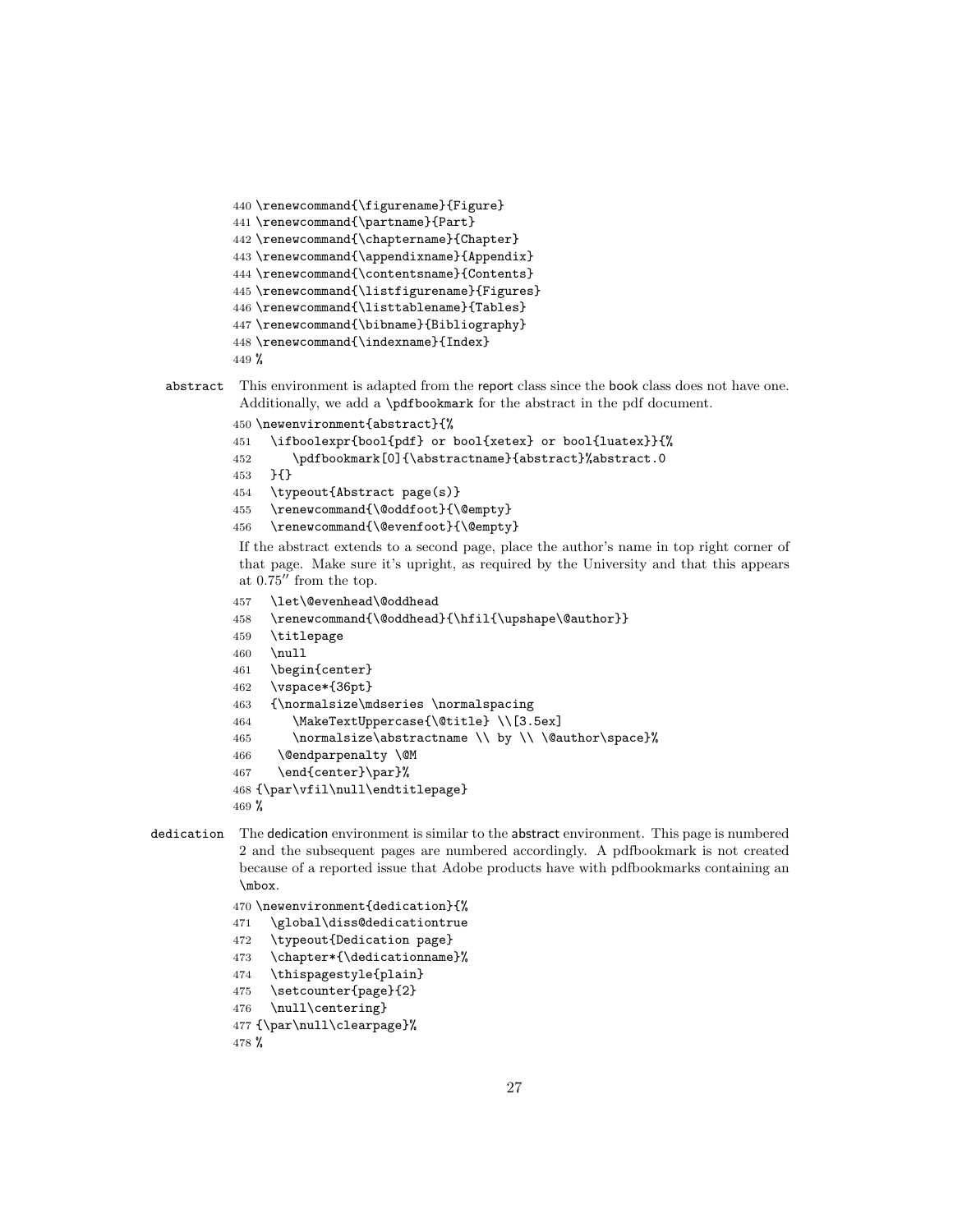```
440 \renewcommand{\figurename}{Figure}
441 \renewcommand{\partname}{Part}
442 \renewcommand{\chaptername}{Chapter}
443 \renewcommand{\appendixname}{Appendix}
444 \renewcommand{\contentsname}{Contents}
445 \renewcommand{\listfigurename}{Figures}
446 \renewcommand{\listtablename}{Tables}
447 \renewcommand{\bibname}{Bibliography}
448 \renewcommand{\indexname}{Index}
449 %
```

**abstract** This environment is adapted from the report class since the book class does not have one. Additionally, we add a `\pdfbookmark` for the abstract in the pdf document.

```
450 \newenvironment{abstract}{%
451   \ifboolexpr{bool{pdf} or bool{xetex} or bool{luatex}}{%
452      \pdfbookmark[0]{\abstractname}{abstract}%abstract.0
453   }{}
454   \typeout{Abstract page(s)}
455   \renewcommand{\@oddfoot}{\@empty}
456   \renewcommand{\@evenfoot}{\@empty}
```

If the abstract extends to a second page, place the author's name in top right corner of that page. Make sure it's upright, as required by the University and that this appears at 0.75″ from the top.

```
457   \let\@evenhead\@oddhead
458   \renewcommand{\@oddhead}{\hfil{\upshape\@author}}
459   \titlepage
460   \null
461   \begin{center}
462   \vspace*{36pt}
463   {\normalsize\mdseries \normalspacing
464      \MakeTextUppercase{\@title} \\[3.5ex]
465      \normalsize\abstractname \\ by \\ \@author\space}%
466    \@endparpenalty \@M
467    \end{center}\par}%
468 {\par\vfil\null\endtitlepage}
469 %
```

**dedication** The dedication environment is similar to the abstract environment. This page is numbered 2 and the subsequent pages are numbered accordingly. A pdfbookmark is not created because of a reported issue that Adobe products have with pdfbookmarks containing an `\mbox`.

```
470 \newenvironment{dedication}{%
471   \global\diss@dedicationtrue
472   \typeout{Dedication page}
473   \chapter*{\dedicationname}%
474   \thispagestyle{plain}
475   \setcounter{page}{2}
476   \null\centering}
477 {\par\null\clearpage}%
478 %
```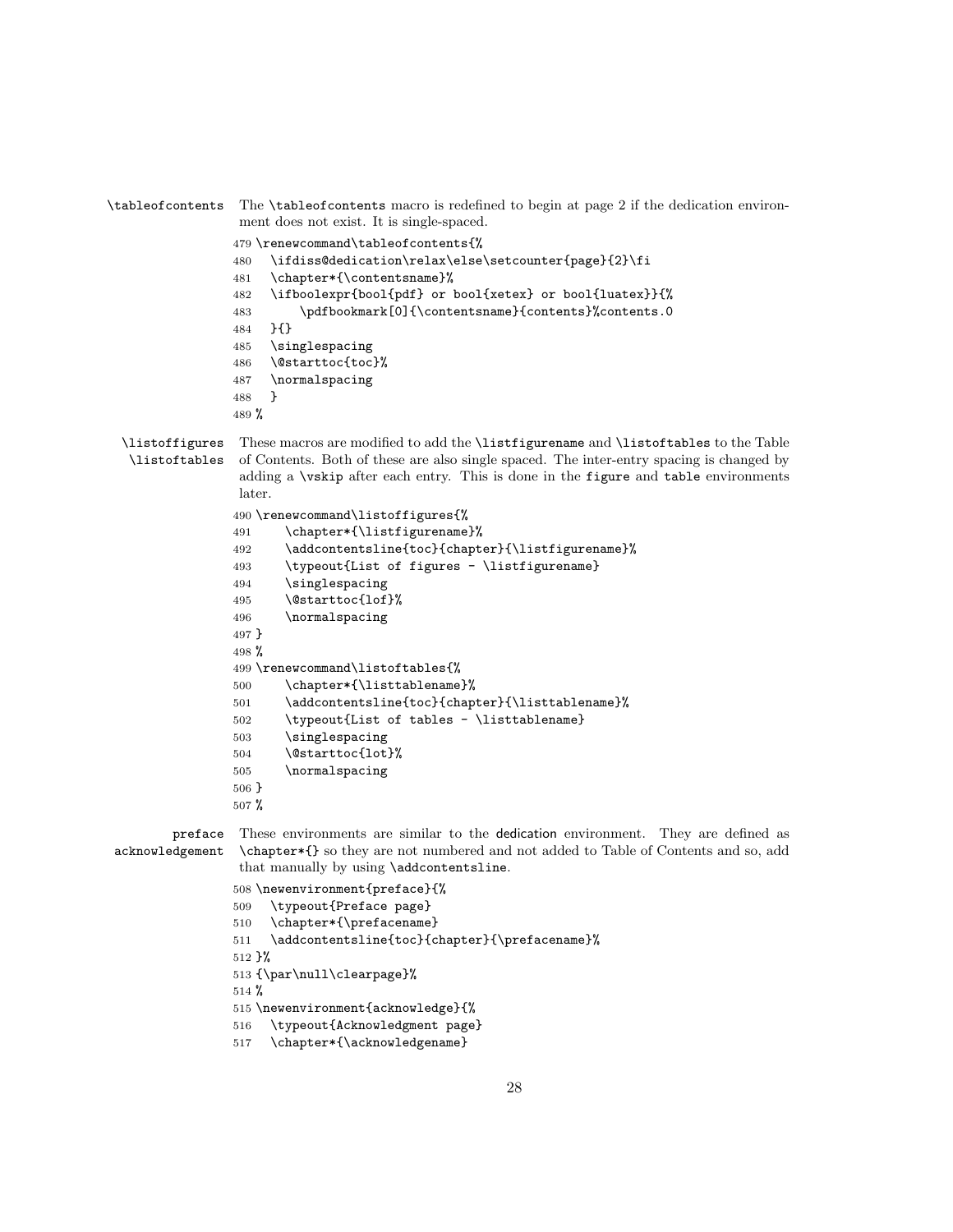`\tableofcontents` The `\tableofcontents` macro is redefined to begin at page 2 if the dedication environment does not exist. It is single-spaced.

```
479 \renewcommand\tableofcontents{%
480   \ifdiss@dedication\relax\else\setcounter{page}{2}\fi
481   \chapter*{\contentsname}%
482   \ifboolexpr{bool{pdf} or bool{xetex} or bool{luatex}}{%
483       \pdfbookmark[0]{\contentsname}{contents}%contents.0
484   }{}
485   \singlespacing
486   \@starttoc{toc}%
487   \normalspacing
488   }
489 %
```

`\listoffigures` `\listoftables` These macros are modified to add the `\listfigurename` and `\listoftables` to the Table of Contents. Both of these are also single spaced. The inter-entry spacing is changed by adding a `\vskip` after each entry. This is done in the `figure` and `table` environments later.

```
490 \renewcommand\listoffigures{%
491     \chapter*{\listfigurename}%
492     \addcontentsline{toc}{chapter}{\listfigurename}%
493     \typeout{List of figures - \listfigurename}
494     \singlespacing
495     \@starttoc{lof}%
496     \normalspacing
497 }
498 %
499 \renewcommand\listoftables{%
500     \chapter*{\listtablename}%
501     \addcontentsline{toc}{chapter}{\listtablename}%
502     \typeout{List of tables - \listtablename}
503     \singlespacing
504     \@starttoc{lot}%
505     \normalspacing
506 }
507 %
```

`preface` `acknowledgement` These environments are similar to the dedication environment. They are defined as `\chapter*{}` so they are not numbered and not added to Table of Contents and so, add that manually by using `\addcontentsline`.

```
508 \newenvironment{preface}{%
509   \typeout{Preface page}
510   \chapter*{\prefacename}
511   \addcontentsline{toc}{chapter}{\prefacename}%
512 }%
513 {\par\null\clearpage}%
514 %
515 \newenvironment{acknowledge}{%
516   \typeout{Acknowledgment page}
517   \chapter*{\acknowledgename}
```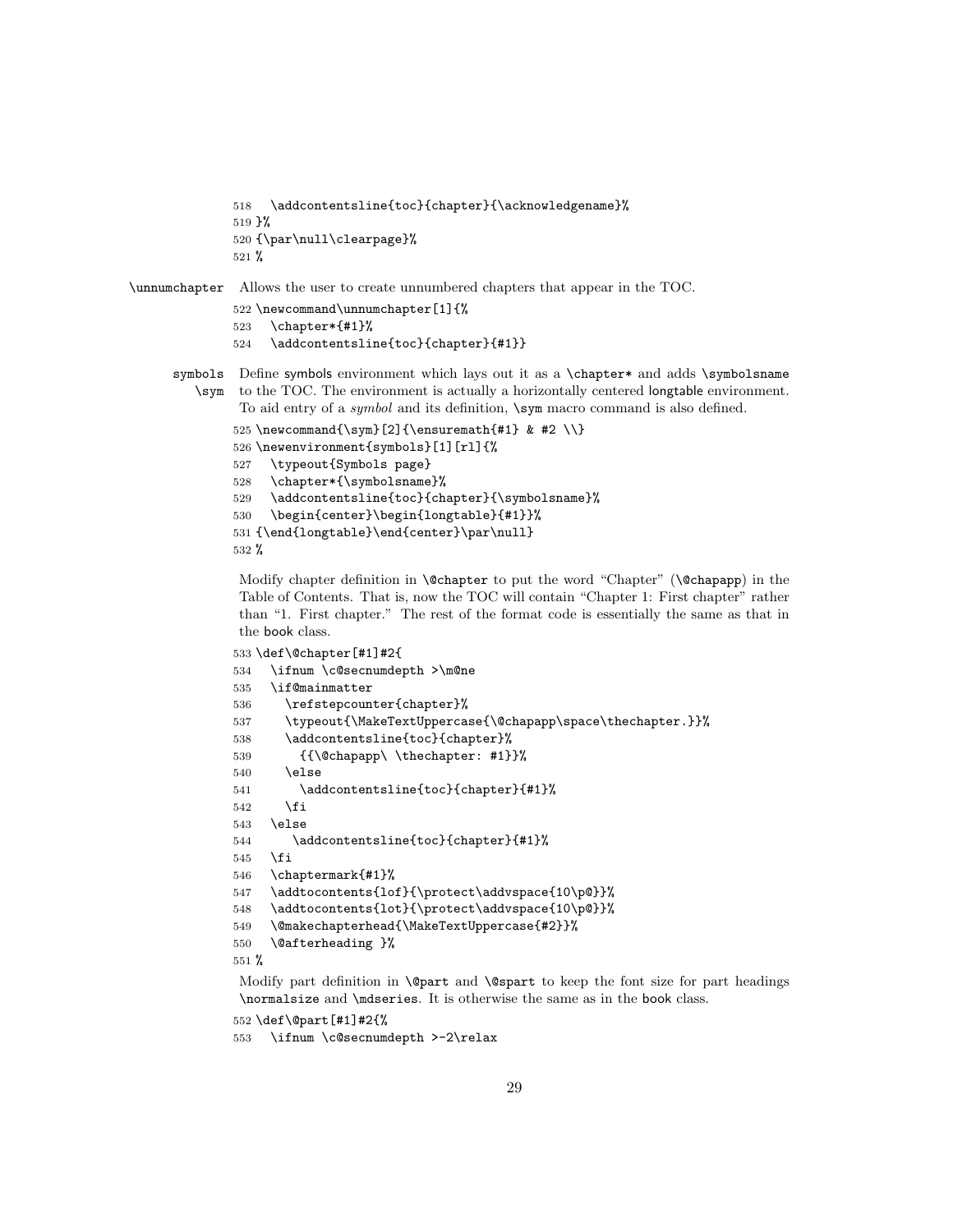```
518   \addcontentsline{toc}{chapter}{\acknowledgename}%
519 }%
520 {\par\null\clearpage}%
521 %
```

`\unnumchapter` Allows the user to create unnumbered chapters that appear in the TOC.

```
522 \newcommand\unnumchapter[1]{%
523   \chapter*{#1}%
524   \addcontentsline{toc}{chapter}{#1}}
```

`symbols` `\sym` Define symbols environment which lays out it as a `\chapter*` and adds `\symbolsname` to the TOC. The environment is actually a horizontally centered longtable environment. To aid entry of a *symbol* and its definition, `\sym` macro command is also defined.

```
525 \newcommand{\sym}[2]{\ensuremath{#1} & #2 \\}
526 \newenvironment{symbols}[1][rl]{%
527   \typeout{Symbols page}
528   \chapter*{\symbolsname}%
529   \addcontentsline{toc}{chapter}{\symbolsname}%
530   \begin{center}\begin{longtable}{#1}}%
531 {\end{longtable}\end{center}\par\null}
532 %
```

Modify chapter definition in `\@chapter` to put the word "Chapter" (`\@chapapp`) in the Table of Contents. That is, now the TOC will contain "Chapter 1: First chapter" rather than "1. First chapter." The rest of the format code is essentially the same as that in the book class.

```
533 \def\@chapter[#1]#2{
534   \ifnum \c@secnumdepth >\m@ne
535   \if@mainmatter
536     \refstepcounter{chapter}%
537     \typeout{\MakeTextUppercase{\@chapapp\space\thechapter.}}%
538     \addcontentsline{toc}{chapter}%
539       {{\@chapapp\ \thechapter: #1}}%
540     \else
541       \addcontentsline{toc}{chapter}{#1}%
542     \fi
543   \else
544      \addcontentsline{toc}{chapter}{#1}%
545   \fi
546   \chaptermark{#1}%
547   \addtocontents{lof}{\protect\addvspace{10\p@}}%
548   \addtocontents{lot}{\protect\addvspace{10\p@}}%
549   \@makechapterhead{\MakeTextUppercase{#2}}%
550   \@afterheading }%
551 %
```

Modify part definition in `\@part` and `\@spart` to keep the font size for part headings `\normalsize` and `\mdseries`. It is otherwise the same as in the book class.

```
552 \def\@part[#1]#2{%
553   \ifnum \c@secnumdepth >-2\relax
```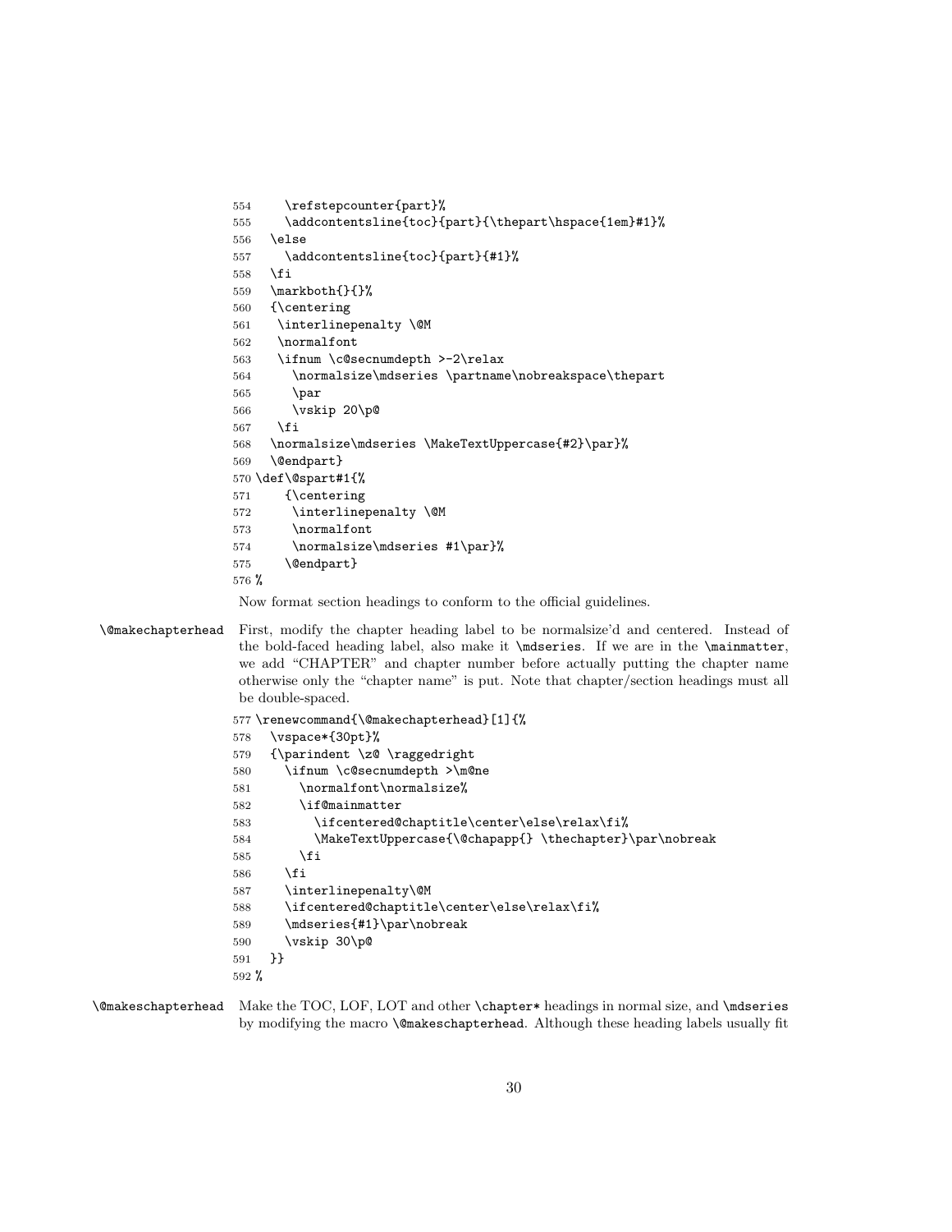```
554     \refstepcounter{part}%
555     \addcontentsline{toc}{part}{\thepart\hspace{1em}#1}%
556   \else
557     \addcontentsline{toc}{part}{#1}%
558   \fi
559   \markboth{}{}%
560   {\centering
561    \interlinepenalty \@M
562    \normalfont
563    \ifnum \c@secnumdepth >-2\relax
564      \normalsize\mdseries \partname\nobreakspace\thepart
565      \par
566      \vskip 20\p@
567    \fi
568   \normalsize\mdseries \MakeTextUppercase{#2}\par}%
569   \@endpart}
570 \def\@spart#1{%
571     {\centering
572      \interlinepenalty \@M
573      \normalfont
574      \normalsize\mdseries #1\par}%
575     \@endpart}
576 %
```

Now format section headings to conform to the official guidelines.

`\@makechapterhead` First, modify the chapter heading label to be normalsize'd and centered. Instead of the bold-faced heading label, also make it `\mdseries`. If we are in the `\mainmatter`, we add "CHAPTER" and chapter number before actually putting the chapter name otherwise only the "chapter name" is put. Note that chapter/section headings must all be double-spaced.

```
577 \renewcommand{\@makechapterhead}[1]{%
578   \vspace*{30pt}%
579   {\parindent \z@ \raggedright
580     \ifnum \c@secnumdepth >\m@ne
581       \normalfont\normalsize%
582       \if@mainmatter
583         \ifcentered@chaptitle\center\else\relax\fi%
584         \MakeTextUppercase{\@chapapp{} \thechapter}\par\nobreak
585       \fi
586     \fi
587     \interlinepenalty\@M
588     \ifcentered@chaptitle\center\else\relax\fi%
589     \mdseries{#1}\par\nobreak
590     \vskip 30\p@
591   }}
592 %
```

`\@makeschapterhead` Make the TOC, LOF, LOT and other `\chapter*` headings in normal size, and `\mdseries` by modifying the macro `\@makeschapterhead`. Although these heading labels usually fit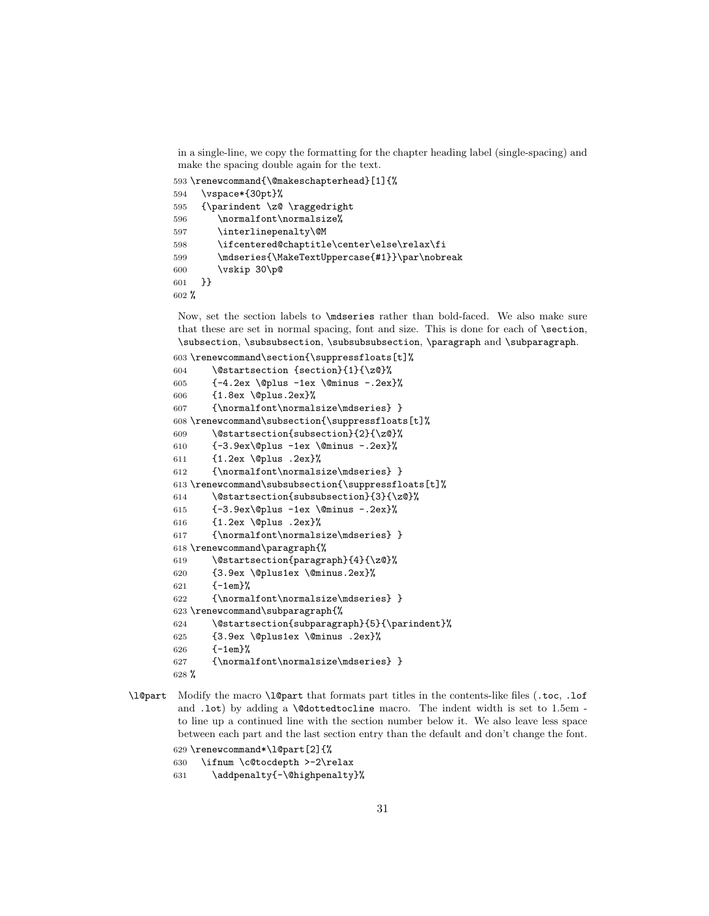in a single-line, we copy the formatting for the chapter heading label (single-spacing) and make the spacing double again for the text.

```
593 \renewcommand{\@makeschapterhead}[1]{%
594   \vspace*{30pt}%
595   {\parindent \z@ \raggedright
596      \normalfont\normalsize%
597      \interlinepenalty\@M
598      \ifcentered@chaptitle\center\else\relax\fi
599      \mdseries{\MakeTextUppercase{#1}}\par\nobreak
600      \vskip 30\p@
601   }}
602 %
```

Now, set the section labels to `\mdseries` rather than bold-faced. We also make sure that these are set in normal spacing, font and size. This is done for each of `\section`, `\subsection`, `\subsubsection`, `\subsubsubsection`, `\paragraph` and `\subparagraph`.

```
603 \renewcommand\section{\suppressfloats[t]%
604     \@startsection {section}{1}{\z@}%
605     {-4.2ex \@plus -1ex \@minus -.2ex}%
606     {1.8ex \@plus.2ex}%
607     {\normalfont\normalsize\mdseries} }
608 \renewcommand\subsection{\suppressfloats[t]%
609     \@startsection{subsection}{2}{\z@}%
610     {-3.9ex\@plus -1ex \@minus -.2ex}%
611     {1.2ex \@plus .2ex}%
612     {\normalfont\normalsize\mdseries} }
613 \renewcommand\subsubsection{\suppressfloats[t]%
614     \@startsection{subsubsection}{3}{\z@}%
615     {-3.9ex\@plus -1ex \@minus -.2ex}%
616     {1.2ex \@plus .2ex}%
617     {\normalfont\normalsize\mdseries} }
618 \renewcommand\paragraph{%
619     \@startsection{paragraph}{4}{\z@}%
620     {3.9ex \@plus1ex \@minus.2ex}%
621     {-1em}%
622     {\normalfont\normalsize\mdseries} }
623 \renewcommand\subparagraph{%
624     \@startsection{subparagraph}{5}{\parindent}%
625     {3.9ex \@plus1ex \@minus .2ex}%
626     {-1em}%
627     {\normalfont\normalsize\mdseries} }
628 %
```

`\l@part` Modify the macro `\l@part` that formats part titles in the contents-like files (`.toc`, `.lof` and `.lot`) by adding a `\@dottedtocline` macro. The indent width is set to 1.5em - to line up a continued line with the section number below it. We also leave less space between each part and the last section entry than the default and don't change the font.

```
629 \renewcommand*\l@part[2]{%
630   \ifnum \c@tocdepth >-2\relax
631     \addpenalty{-\@highpenalty}%
```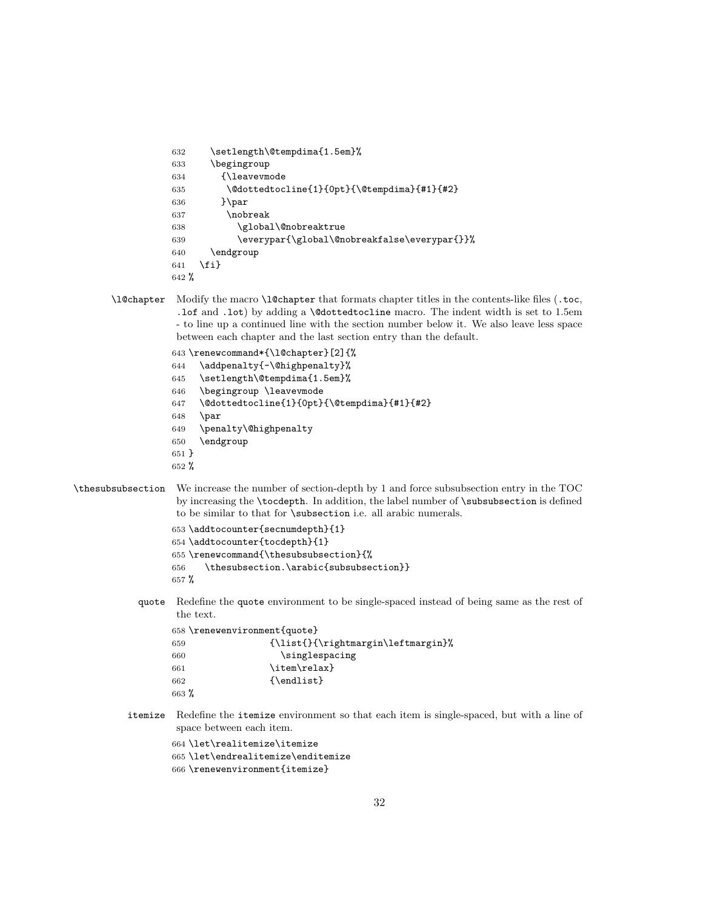```
632     \setlength\@tempdima{1.5em}%
633     \begingroup
634       {\leavevmode
635        \@dottedtocline{1}{0pt}{\@tempdima}{#1}{#2}
636       }\par
637        \nobreak
638          \global\@nobreaktrue
639          \everypar{\global\@nobreakfalse\everypar{}}%
640     \endgroup
641   \fi}
642 %
```

**\l@chapter** Modify the macro `\l@chapter` that formats chapter titles in the contents-like files (`.toc`, `.lof` and `.lot`) by adding a `\@dottedtocline` macro. The indent width is set to 1.5em - to line up a continued line with the section number below it. We also leave less space between each chapter and the last section entry than the default.

```
643 \renewcommand*{\l@chapter}[2]{%
644   \addpenalty{-\@highpenalty}%
645   \setlength\@tempdima{1.5em}%
646   \begingroup \leavevmode
647   \@dottedtocline{1}{0pt}{\@tempdima}{#1}{#2}
648   \par
649   \penalty\@highpenalty
650   \endgroup
651 }
652 %
```

**\thesubsubsection** We increase the number of section-depth by 1 and force subsubsection entry in the TOC by increasing the `\tocdepth`. In addition, the label number of `\subsubsection` is defined to be similar to that for `\subsection` i.e. all arabic numerals.

```
653 \addtocounter{secnumdepth}{1}
654 \addtocounter{tocdepth}{1}
655 \renewcommand{\thesubsubsection}{%
656    \thesubsection.\arabic{subsubsection}}
657 %
```

**quote** Redefine the `quote` environment to be single-spaced instead of being same as the rest of the text.

```
658 \renewenvironment{quote}
659                {\list{}{\rightmargin\leftmargin}%
660                  \singlespacing
661                \item\relax}
662                {\endlist}
663 %
```

**itemize** Redefine the `itemize` environment so that each item is single-spaced, but with a line of space between each item.

```
664 \let\realitemize\itemize
665 \let\endrealitemize\enditemize
666 \renewenvironment{itemize}
```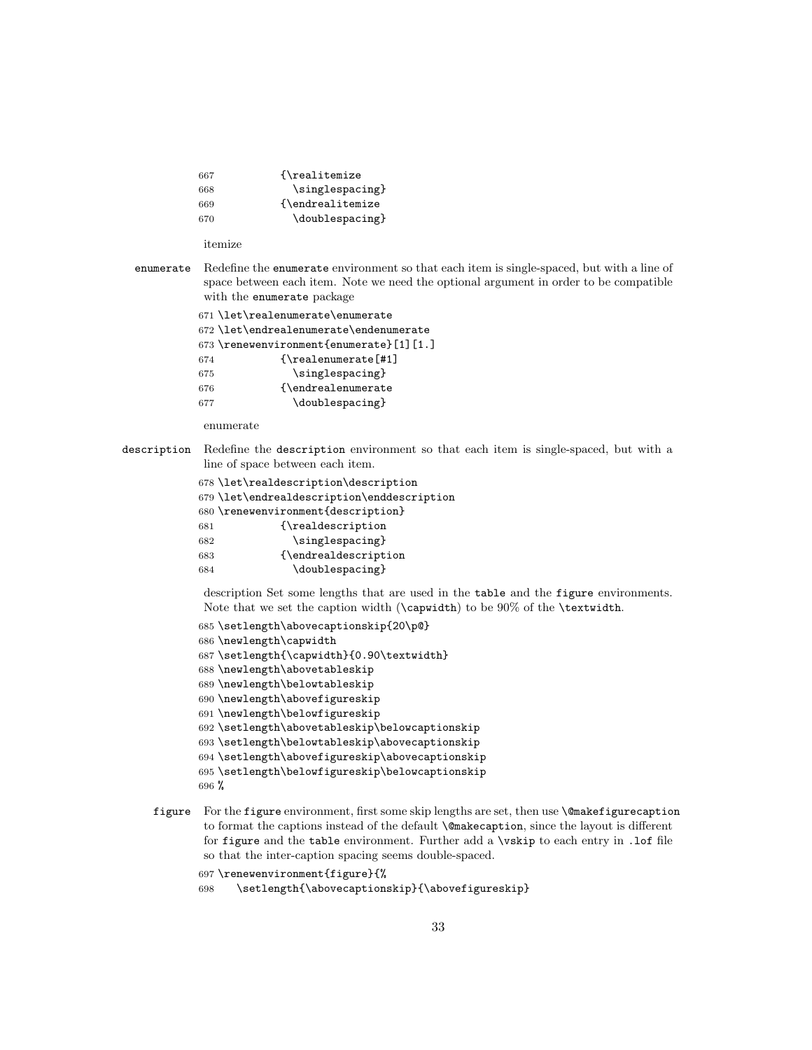```
667           {\realitemize
668             \singlespacing}
669           {\endrealitemize
670             \doublespacing}
```

itemize

**enumerate** Redefine the enumerate environment so that each item is single-spaced, but with a line of space between each item. Note we need the optional argument in order to be compatible with the enumerate package

```
671 \let\realenumerate\enumerate
672 \let\endrealenumerate\endenumerate
673 \renewenvironment{enumerate}[1][1.]
674           {\realenumerate[#1]
675             \singlespacing}
676           {\endrealenumerate
677             \doublespacing}
```

enumerate

**description** Redefine the description environment so that each item is single-spaced, but with a line of space between each item.

```
678 \let\realdescription\description
679 \let\endrealdescription\enddescription
680 \renewenvironment{description}
681           {\realdescription
682             \singlespacing}
683           {\endrealdescription
684             \doublespacing}
```

description Set some lengths that are used in the table and the figure environments. Note that we set the caption width (\capwidth) to be 90% of the \textwidth.

```
685 \setlength\abovecaptionskip{20\p@}
686 \newlength\capwidth
687 \setlength{\capwidth}{0.90\textwidth}
688 \newlength\abovetableskip
689 \newlength\belowtableskip
690 \newlength\abovefigureskip
691 \newlength\belowfigureskip
692 \setlength\abovetableskip\belowcaptionskip
693 \setlength\belowtableskip\abovecaptionskip
694 \setlength\abovefigureskip\abovecaptionskip
695 \setlength\belowfigureskip\belowcaptionskip
696 %
```

**figure** For the figure environment, first some skip lengths are set, then use \@makefigurecaption to format the captions instead of the default \@makecaption, since the layout is different for figure and the table environment. Further add a \vskip to each entry in .lof file so that the inter-caption spacing seems double-spaced.

```
697 \renewenvironment{figure}{%
698     \setlength{\abovecaptionskip}{\abovefigureskip}
```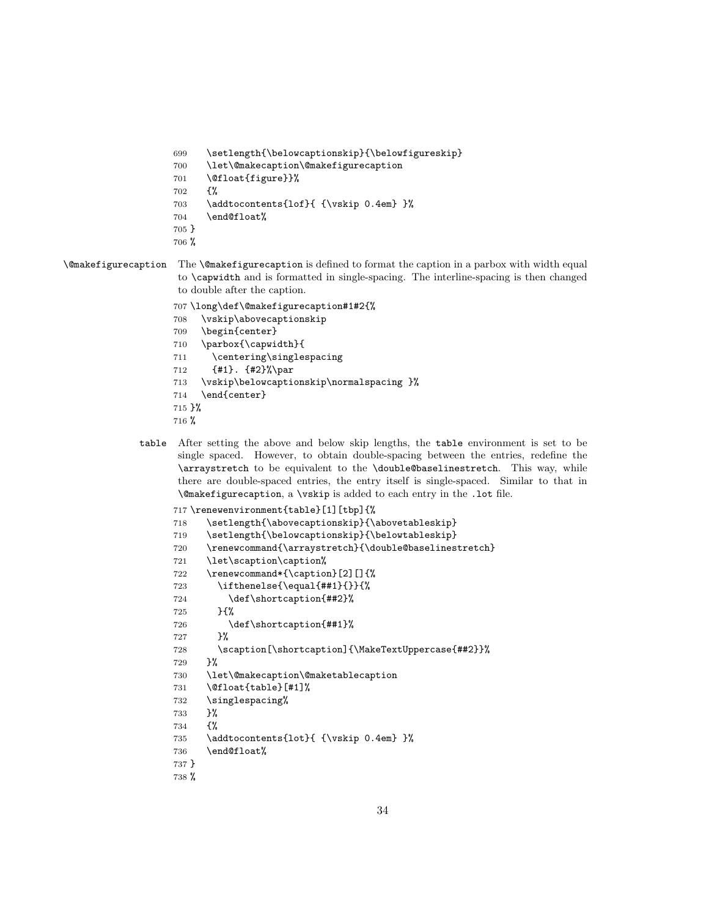```
699     \setlength{\belowcaptionskip}{\belowfigureskip}
700     \let\@makecaption\@makefigurecaption
701     \@float{figure}}%
702     {%
703     \addtocontents{lof}{ {\vskip 0.4em} }%
704     \end@float%
705 }
706 %
```

**\@makefigurecaption** The `\@makefigurecaption` is defined to format the caption in a parbox with width equal to `\capwidth` and is formatted in single-spacing. The interline-spacing is then changed to double after the caption.

```
707 \long\def\@makefigurecaption#1#2{%
708   \vskip\abovecaptionskip
709   \begin{center}
710   \parbox{\capwidth}{
711     \centering\singlespacing
712     {#1}. {#2}%\par
713   \vskip\belowcaptionskip\normalspacing }%
714   \end{center}
715 }%
716 %
```

**table** After setting the above and below skip lengths, the `table` environment is set to be single spaced. However, to obtain double-spacing between the entries, redefine the `\arraystretch` to be equivalent to the `\double@baselinestretch`. This way, while there are double-spaced entries, the entry itself is single-spaced. Similar to that in `\@makefigurecaption`, a `\vskip` is added to each entry in the `.lot` file.

```
717 \renewenvironment{table}[1][tbp]{%
718     \setlength{\abovecaptionskip}{\abovetableskip}
719     \setlength{\belowcaptionskip}{\belowtableskip}
720     \renewcommand{\arraystretch}{\double@baselinestretch}
721     \let\scaption\caption%
722     \renewcommand*{\caption}[2][]{%
723       \ifthenelse{\equal{##1}{}}{%
724         \def\shortcaption{##2}%
725       }{%
726         \def\shortcaption{##1}%
727       }%
728       \scaption[\shortcaption]{\MakeTextUppercase{##2}}%
729     }%
730     \let\@makecaption\@maketablecaption
731     \@float{table}[#1]%
732     \singlespacing%
733     }%
734     {%
735     \addtocontents{lot}{ {\vskip 0.4em} }%
736     \end@float%
737 }
738 %
```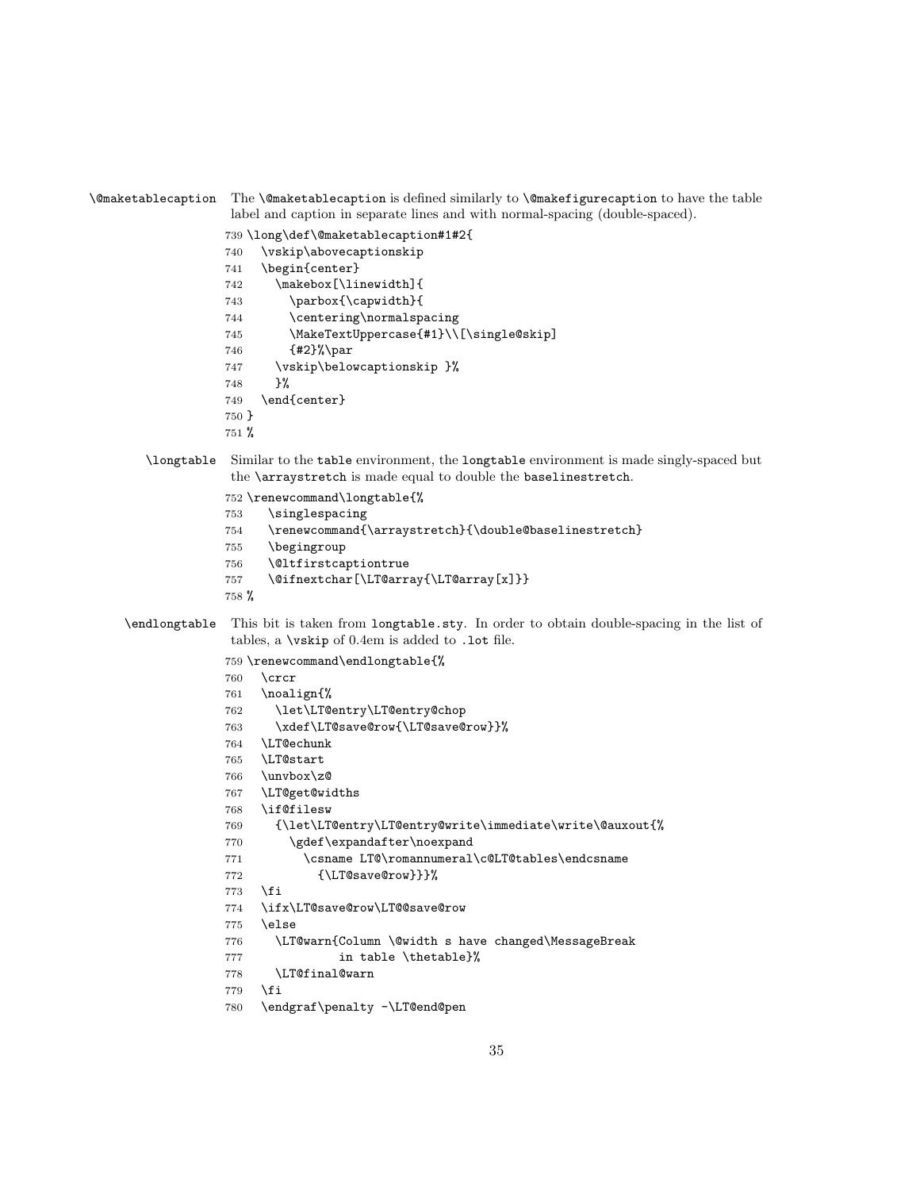**\@maketablecaption** The `\@maketablecaption` is defined similarly to `\@makefigurecaption` to have the table label and caption in separate lines and with normal-spacing (double-spaced).

```
739 \long\def\@maketablecaption#1#2{
740   \vskip\abovecaptionskip
741   \begin{center}
742     \makebox[\linewidth]{
743       \parbox{\capwidth}{
744       \centering\normalspacing
745       \MakeTextUppercase{#1}\\[\single@skip]
746       {#2}%\par
747     \vskip\belowcaptionskip }%
748     }%
749   \end{center}
750 }
751 %
```

**\longtable** Similar to the `table` environment, the `longtable` environment is made singly-spaced but the `\arraystretch` is made equal to double the `baselinestretch`.

```
752 \renewcommand\longtable{%
753    \singlespacing
754    \renewcommand{\arraystretch}{\double@baselinestretch}
755    \begingroup
756    \@ltfirstcaptiontrue
757    \@ifnextchar[\LT@array{\LT@array[x]}}
758 %
```

**\endlongtable** This bit is taken from `longtable.sty`. In order to obtain double-spacing in the list of tables, a `\vskip` of 0.4em is added to `.lot` file.

```
759 \renewcommand\endlongtable{%
760   \crcr
761   \noalign{%
762     \let\LT@entry\LT@entry@chop
763     \xdef\LT@save@row{\LT@save@row}}%
764   \LT@echunk
765   \LT@start
766   \unvbox\z@
767   \LT@get@widths
768   \if@filesw
769     {\let\LT@entry\LT@entry@write\immediate\write\@auxout{%
770       \gdef\expandafter\noexpand
771         \csname LT@\romannumeral\c@LT@tables\endcsname
772           {\LT@save@row}}}%
773   \fi
774   \ifx\LT@save@row\LT@@save@row
775   \else
776     \LT@warn{Column \@width s have changed\MessageBreak
777              in table \thetable}%
778     \LT@final@warn
779   \fi
780   \endgraf\penalty -\LT@end@pen
```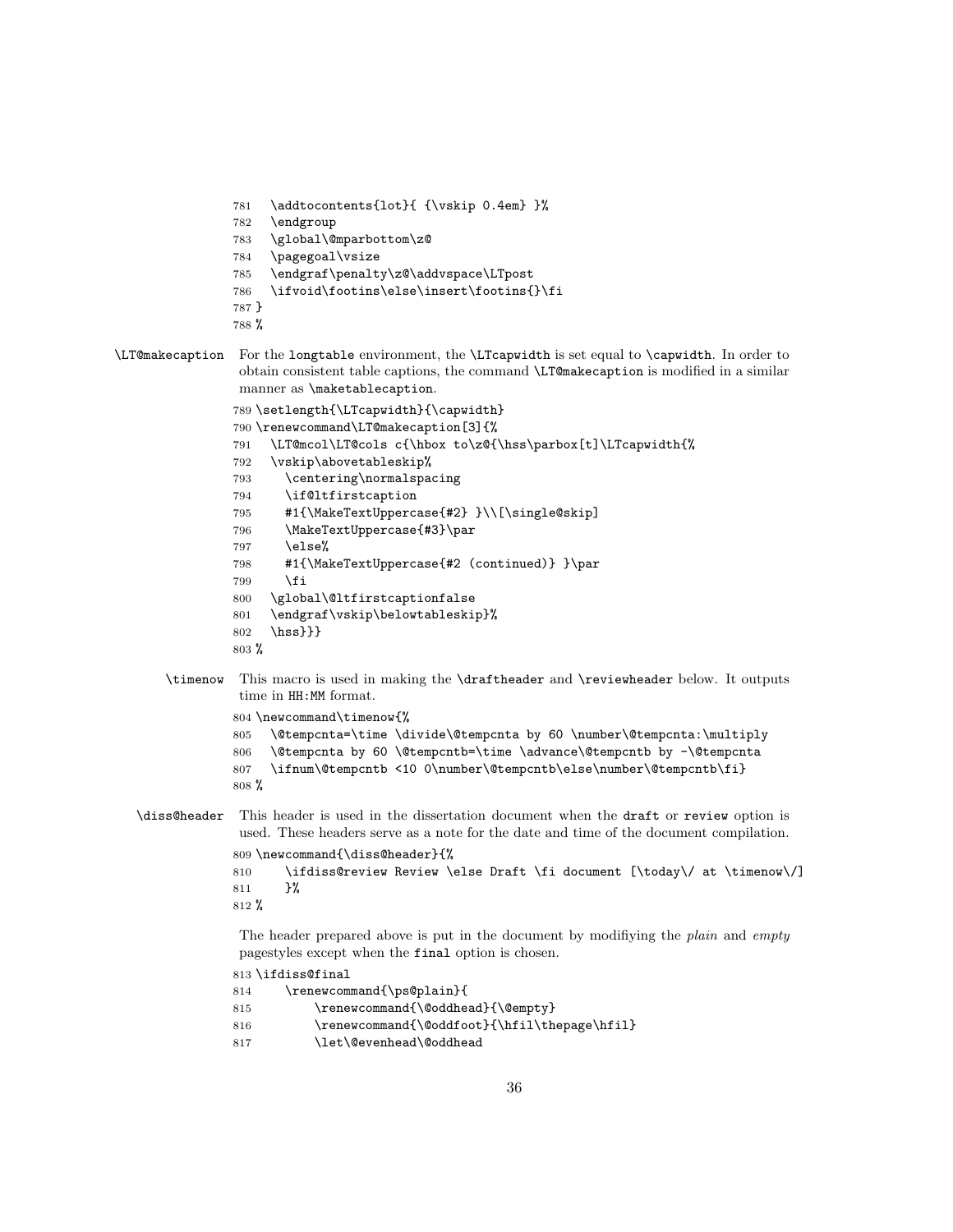```
781   \addtocontents{lot}{ {\vskip 0.4em} }%
782   \endgroup
783   \global\@mparbottom\z@
784   \pagegoal\vsize
785   \endgraf\penalty\z@\addvspace\LTpost
786   \ifvoid\footins\else\insert\footins{}\fi
787 }
788 %
```

**\LT@makecaption** For the longtable environment, the \LTcapwidth is set equal to \capwidth. In order to obtain consistent table captions, the command \LT@makecaption is modified in a similar manner as \maketablecaption.

```
789 \setlength{\LTcapwidth}{\capwidth}
790 \renewcommand\LT@makecaption[3]{%
791   \LT@mcol\LT@cols c{\hbox to\z@{\hss\parbox[t]\LTcapwidth{%
792   \vskip\abovetableskip%
793     \centering\normalspacing
794     \if@ltfirstcaption
795     #1{\MakeTextUppercase{#2} }\\[\single@skip]
796     \MakeTextUppercase{#3}\par
797     \else%
798     #1{\MakeTextUppercase{#2 (continued)} }\par
799     \fi
800   \global\@ltfirstcaptionfalse
801   \endgraf\vskip\belowtableskip}%
802   \hss}}}
803 %
```

**\timenow** This macro is used in making the \draftheader and \reviewheader below. It outputs time in HH:MM format.

```
804 \newcommand\timenow{%
805   \@tempcnta=\time \divide\@tempcnta by 60 \number\@tempcnta:\multiply
806   \@tempcnta by 60 \@tempcntb=\time \advance\@tempcntb by -\@tempcnta
807   \ifnum\@tempcntb <10 0\number\@tempcntb\else\number\@tempcntb\fi}
808 %
```

**\diss@header** This header is used in the dissertation document when the draft or review option is used. These headers serve as a note for the date and time of the document compilation.

```
809 \newcommand{\diss@header}{%
810     \ifdiss@review Review \else Draft \fi document [\today\/ at \timenow\/]
811     }%
812 %
```

The header prepared above is put in the document by modifiying the *plain* and *empty* pagestyles except when the final option is chosen.

```
813 \ifdiss@final
814     \renewcommand{\ps@plain}{
815         \renewcommand{\@oddhead}{\@empty}
816         \renewcommand{\@oddfoot}{\hfil\thepage\hfil}
817         \let\@evenhead\@oddhead
```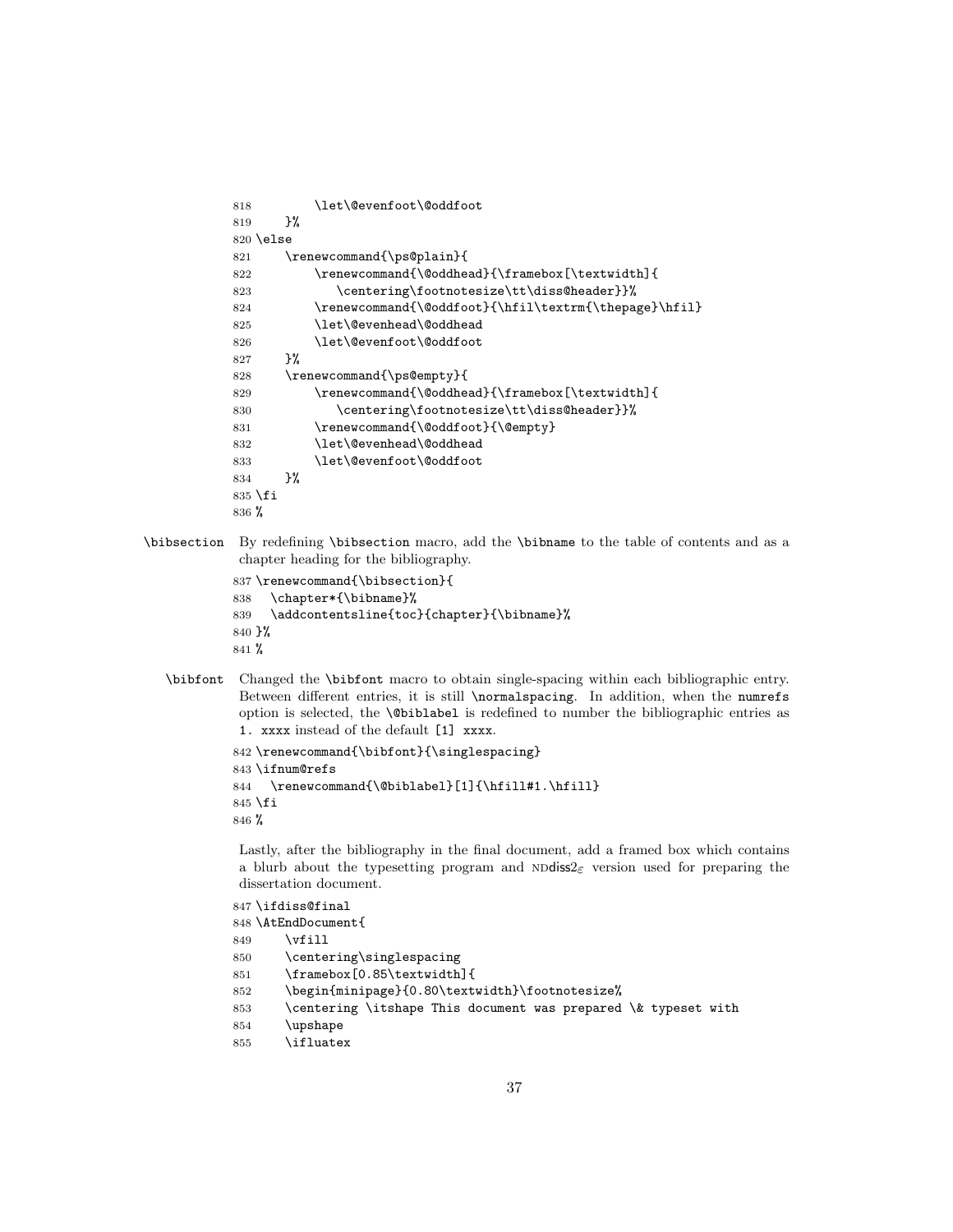```
818         \let\@evenfoot\@oddfoot
819     }%
820 \else
821     \renewcommand{\ps@plain}{
822         \renewcommand{\@oddhead}{\framebox[\textwidth]{
823            \centering\footnotesize\tt\diss@header}}%
824         \renewcommand{\@oddfoot}{\hfil\textrm{\thepage}\hfil}
825         \let\@evenhead\@oddhead
826         \let\@evenfoot\@oddfoot
827     }%
828     \renewcommand{\ps@empty}{
829         \renewcommand{\@oddhead}{\framebox[\textwidth]{
830            \centering\footnotesize\tt\diss@header}}%
831         \renewcommand{\@oddfoot}{\@empty}
832         \let\@evenhead\@oddhead
833         \let\@evenfoot\@oddfoot
834     }%
835 \fi
836 %
```

`\bibsection` By redefining `\bibsection` macro, add the `\bibname` to the table of contents and as a chapter heading for the bibliography.

```
837 \renewcommand{\bibsection}{
838   \chapter*{\bibname}%
839   \addcontentsline{toc}{chapter}{\bibname}%
840 }%
841 %
```

`\bibfont` Changed the `\bibfont` macro to obtain single-spacing within each bibliographic entry. Between different entries, it is still `\normalspacing`. In addition, when the `numrefs` option is selected, the `\@biblabel` is redefined to number the bibliographic entries as `1. xxxx` instead of the default `[1] xxxx`.

```
842 \renewcommand{\bibfont}{\singlespacing}
843 \ifnum@refs
844   \renewcommand{\@biblabel}[1]{\hfill#1.\hfill}
845 \fi
846 %
```

Lastly, after the bibliography in the final document, add a framed box which contains a blurb about the typesetting program and NDdiss$2_\varepsilon$ version used for preparing the dissertation document.

```
847 \ifdiss@final
848 \AtEndDocument{
849     \vfill
850     \centering\singlespacing
851     \framebox[0.85\textwidth]{
852     \begin{minipage}{0.80\textwidth}\footnotesize%
853     \centering \itshape This document was prepared \& typeset with
854     \upshape
855     \ifluatex
```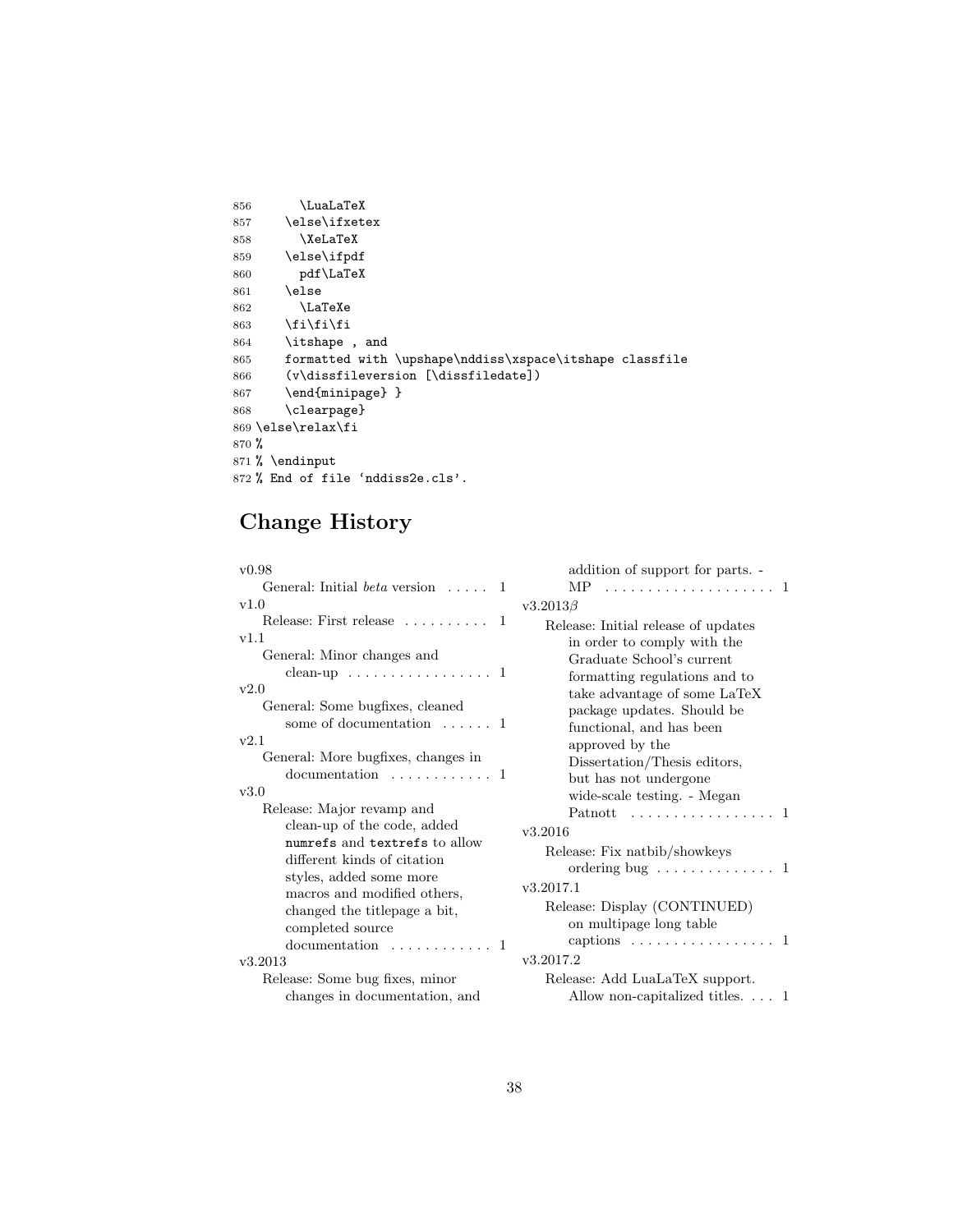```
856       \LuaLaTeX
857     \else\ifxetex
858       \XeLaTeX
859     \else\ifpdf
860       pdf\LaTeX
861     \else
862       \LaTeXe
863     \fi\fi\fi
864     \itshape , and
865     formatted with \upshape\nddiss\xspace\itshape classfile
866     (v\dissfileversion [\dissfiledate])
867     \end{minipage} }
868     \clearpage}
869 \else\relax\fi
870 %
871 % \endinput
872 % End of file ‘nddiss2e.cls’.
```

# Change History

v0.98

General: Initial *beta* version . . . . . 1

v1.0

Release: First release . . . . . . . . . . 1

v1.1

General: Minor changes and clean-up . . . . . . . . . . . . . . . . . 1

v2.0

General: Some bugfixes, cleaned some of documentation . . . . . . 1

v2.1

General: More bugfixes, changes in documentation . . . . . . . . . . . . 1

v3.0

Release: Major revamp and clean-up of the code, added `numrefs` and `textrefs` to allow different kinds of citation styles, added some more macros and modified others, changed the titlepage a bit, completed source documentation . . . . . . . . . . . 1

v3.2013

Release: Some bug fixes, minor changes in documentation, and addition of support for parts. - MP . . . . . . . . . . . . . . . . . . . . 1

v3.2013$\beta$

Release: Initial release of updates in order to comply with the Graduate School’s current formatting regulations and to take advantage of some LaTeX package updates. Should be functional, and has been approved by the Dissertation/Thesis editors, but has not undergone wide-scale testing. - Megan Patnott . . . . . . . . . . . . . . . . . 1

v3.2016

Release: Fix natbib/showkeys ordering bug . . . . . . . . . . . . . . 1

v3.2017.1

Release: Display (CONTINUED) on multipage long table captions . . . . . . . . . . . . . . . . . 1

v3.2017.2

Release: Add LuaLaTeX support. Allow non-capitalized titles. . . . 1